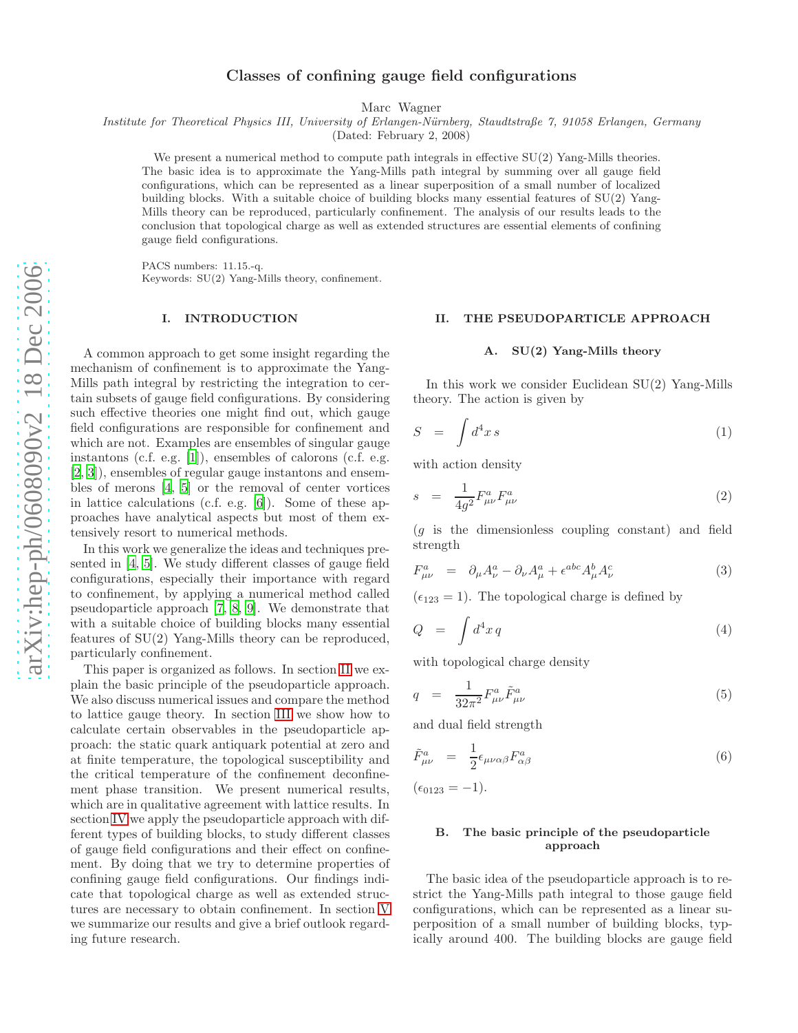# Classes of confining gauge field configurations

Marc Wagner

*Institute for Theoretical Physics III, University of Erlangen-Nürnberg, Staudtstraße 7, 91058 Erlangen, Germany*

(Dated: February 2, 2008)

We present a numerical method to compute path integrals in effective SU(2) Yang-Mills theories. The basic idea is to approximate the Yang-Mills path integral by summing over all gauge field configurations, which can be represented as a linear superposition of a small number of localized building blocks. With a suitable choice of building blocks many essential features of SU(2) Yang-Mills theory can be reproduced, particularly confinement. The analysis of our results leads to the conclusion that topological charge as well as extended structures are essential elements of confining gauge field configurations.

PACS numbers: 11.15.-q.
Keywords: SU(2) Yang-Mills theory, confinement.

## I. INTRODUCTION

A common approach to get some insight regarding the mechanism of confinement is to approximate the Yang-Mills path integral by restricting the integration to certain subsets of gauge field configurations. By considering such effective theories one might find out, which gauge field configurations are responsible for confinement and which are not. Examples are ensembles of singular gauge instantons (c.f. e.g. [1]), ensembles of calorons (c.f. e.g. [2, 3]), ensembles of regular gauge instantons and ensembles of merons [4, 5] or the removal of center vortices in lattice calculations (c.f. e.g. [6]). Some of these approaches have analytical aspects but most of them extensively resort to numerical methods.

In this work we generalize the ideas and techniques presented in [4, 5]. We study different classes of gauge field configurations, especially their importance with regard to confinement, by applying a numerical method called pseudoparticle approach [7, 8, 9]. We demonstrate that with a suitable choice of building blocks many essential features of SU(2) Yang-Mills theory can be reproduced, particularly confinement.

This paper is organized as follows. In section II we explain the basic principle of the pseudoparticle approach. We also discuss numerical issues and compare the method to lattice gauge theory. In section III we show how to calculate certain observables in the pseudoparticle approach: the static quark antiquark potential at zero and at finite temperature, the topological susceptibility and the critical temperature of the confinement deconfinement phase transition. We present numerical results, which are in qualitative agreement with lattice results. In section IV we apply the pseudoparticle approach with different types of building blocks, to study different classes of gauge field configurations and their effect on confinement. By doing that we try to determine properties of confining gauge field configurations. Our findings indicate that topological charge as well as extended structures are necessary to obtain confinement. In section V we summarize our results and give a brief outlook regarding future research.

## II. THE PSEUDOPARTICLE APPROACH

### A. SU(2) Yang-Mills theory

In this work we consider Euclidean SU(2) Yang-Mills theory. The action is given by

$$S = \int d^4x \, s \tag{1}$$

with action density

$$s = \frac{1}{4g^2} F^a_{\mu\nu} F^a_{\mu\nu} \tag{2}$$

($g$ is the dimensionless coupling constant) and field strength

$$F^a_{\mu\nu} = \partial_\mu A^a_\nu - \partial_\nu A^a_\mu + \epsilon^{abc} A^b_\mu A^c_\nu \tag{3}$$

($\epsilon_{123} = 1$). The topological charge is defined by

$$Q = \int d^4x \, q \tag{4}$$

with topological charge density

$$q = \frac{1}{32\pi^2} F^a_{\mu\nu} \tilde{F}^a_{\mu\nu} \tag{5}$$

and dual field strength

$$\tilde{F}^a_{\mu\nu} = \frac{1}{2} \epsilon_{\mu\nu\alpha\beta} F^a_{\alpha\beta} \tag{6}$$

($\epsilon_{0123} = -1$).

### B. The basic principle of the pseudoparticle approach

The basic idea of the pseudoparticle approach is to restrict the Yang-Mills path integral to those gauge field configurations, which can be represented as a linear superposition of a small number of building blocks, typically around 400. The building blocks are gauge field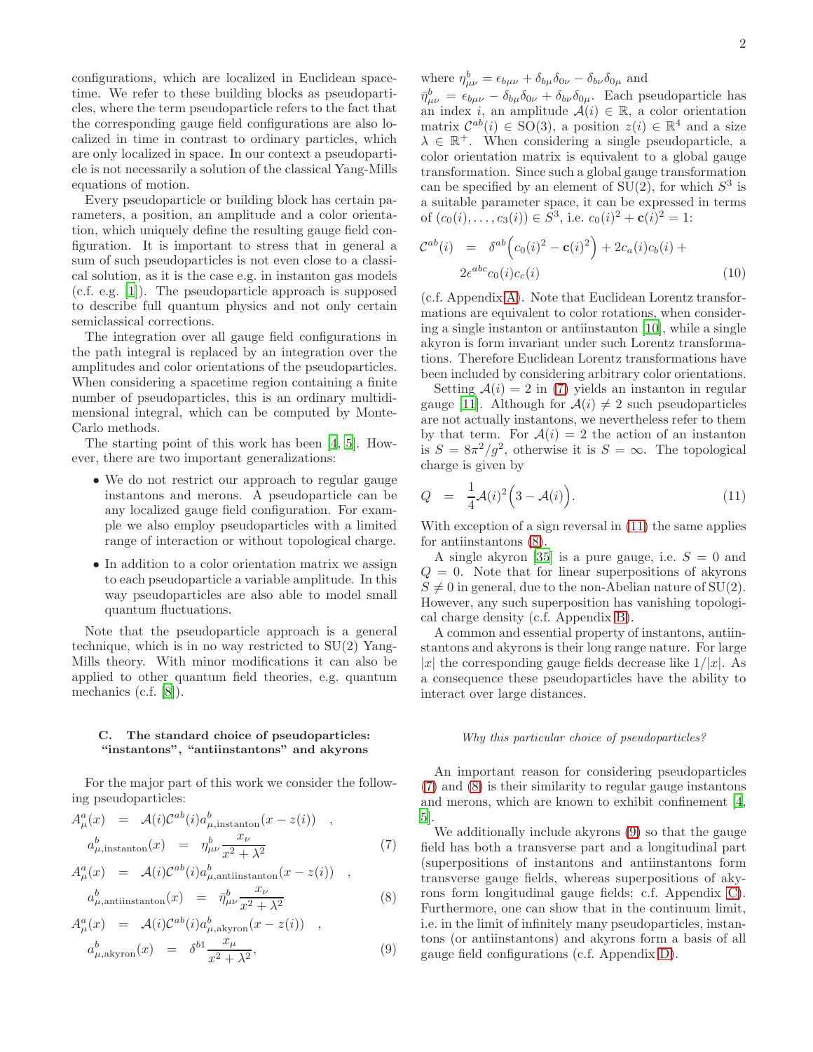configurations, which are localized in Euclidean spacetime. We refer to these building blocks as pseudoparticles, where the term pseudoparticle refers to the fact that the corresponding gauge field configurations are also localized in time in contrast to ordinary particles, which are only localized in space. In our context a pseudoparticle is not necessarily a solution of the classical Yang-Mills equations of motion.

Every pseudoparticle or building block has certain parameters, a position, an amplitude and a color orientation, which uniquely define the resulting gauge field configuration. It is important to stress that in general a sum of such pseudoparticles is not even close to a classical solution, as it is the case e.g. in instanton gas models (c.f. e.g. [1]). The pseudoparticle approach is supposed to describe full quantum physics and not only certain semiclassical corrections.

The integration over all gauge field configurations in the path integral is replaced by an integration over the amplitudes and color orientations of the pseudoparticles. When considering a spacetime region containing a finite number of pseudoparticles, this is an ordinary multidimensional integral, which can be computed by Monte-Carlo methods.

The starting point of this work has been [4, 5]. However, there are two important generalizations:

- We do not restrict our approach to regular gauge instantons and merons. A pseudoparticle can be any localized gauge field configuration. For example we also employ pseudoparticles with a limited range of interaction or without topological charge.
- In addition to a color orientation matrix we assign to each pseudoparticle a variable amplitude. In this way pseudoparticles are also able to model small quantum fluctuations.

Note that the pseudoparticle approach is a general technique, which is in no way restricted to SU(2) Yang-Mills theory. With minor modifications it can also be applied to other quantum field theories, e.g. quantum mechanics (c.f. [8]).

### C. The standard choice of pseudoparticles: "instantons", "antiinstantons" and akyrons

For the major part of this work we consider the following pseudoparticles:

$$A_\mu^a(x) = \mathcal{A}(i)\mathcal{C}^{ab}(i) a_{\mu,\text{instanton}}^b(x - z(i)) \quad ,$$
$$a_{\mu,\text{instanton}}^b(x) = \eta_{\mu\nu}^b \frac{x_\nu}{x^2 + \lambda^2} \tag{7}$$

$$A_\mu^a(x) = \mathcal{A}(i)\mathcal{C}^{ab}(i) a_{\mu,\text{antiinstanton}}^b(x - z(i)) \quad ,$$
$$a_{\mu,\text{antiinstanton}}^b(x) = \bar{\eta}_{\mu\nu}^b \frac{x_\nu}{x^2 + \lambda^2} \tag{8}$$

$$A_\mu^a(x) = \mathcal{A}(i)\mathcal{C}^{ab}(i) a_{\mu,\text{akyron}}^b(x - z(i)) \quad ,$$
$$a_{\mu,\text{akyron}}^b(x) = \delta^{b1} \frac{x_\mu}{x^2 + \lambda^2}, \tag{9}$$

where $\eta_{\mu\nu}^b = \epsilon_{b\mu\nu} + \delta_{b\mu}\delta_{0\nu} - \delta_{b\nu}\delta_{0\mu}$ and $\bar{\eta}_{\mu\nu}^b = \epsilon_{b\mu\nu} - \delta_{b\mu}\delta_{0\nu} + \delta_{b\nu}\delta_{0\mu}$. Each pseudoparticle has an index $i$, an amplitude $\mathcal{A}(i) \in \mathbb{R}$, a color orientation matrix $\mathcal{C}^{ab}(i) \in \text{SO}(3)$, a position $z(i) \in \mathbb{R}^4$ and a size $\lambda \in \mathbb{R}^+$. When considering a single pseudoparticle, a color orientation matrix is equivalent to a global gauge transformation. Since such a global gauge transformation can be specified by an element of SU(2), for which $S^3$ is a suitable parameter space, it can be expressed in terms of $(c_0(i), \ldots, c_3(i)) \in S^3$, i.e. $c_0(i)^2 + \mathbf{c}(i)^2 = 1$:

$$\mathcal{C}^{ab}(i) = \delta^{ab}\Big(c_0(i)^2 - \mathbf{c}(i)^2\Big) + 2c_a(i)c_b(i) + 2\epsilon^{abc}c_0(i)c_c(i) \tag{10}$$

(c.f. Appendix A). Note that Euclidean Lorentz transformations are equivalent to color rotations, when considering a single instanton or antiinstanton [10], while a single akyron is form invariant under such Lorentz transformations. Therefore Euclidean Lorentz transformations have been included by considering arbitrary color orientations.

Setting $\mathcal{A}(i) = 2$ in (7) yields an instanton in regular gauge [11]. Although for $\mathcal{A}(i) \neq 2$ such pseudoparticles are not actually instantons, we nevertheless refer to them by that term. For $\mathcal{A}(i) = 2$ the action of an instanton is $S = 8\pi^2/g^2$, otherwise it is $S = \infty$. The topological charge is given by

$$Q = \frac{1}{4}\mathcal{A}(i)^2\Big(3 - \mathcal{A}(i)\Big). \tag{11}$$

With exception of a sign reversal in (11) the same applies for antiinstantons (8).

A single akyron [35] is a pure gauge, i.e. $S = 0$ and $Q = 0$. Note that for linear superpositions of akyrons $S \neq 0$ in general, due to the non-Abelian nature of SU(2). However, any such superposition has vanishing topological charge density (c.f. Appendix B).

A common and essential property of instantons, antiinstantons and akyrons is their long range nature. For large $|x|$ the corresponding gauge fields decrease like $1/|x|$. As a consequence these pseudoparticles have the ability to interact over large distances.

*Why this particular choice of pseudoparticles?*

An important reason for considering pseudoparticles (7) and (8) is their similarity to regular gauge instantons and merons, which are known to exhibit confinement [4, 5].

We additionally include akyrons (9) so that the gauge field has both a transverse part and a longitudinal part (superpositions of instantons and antiinstantons form transverse gauge fields, whereas superpositions of akyrons form longitudinal gauge fields; c.f. Appendix C). Furthermore, one can show that in the continuum limit, i.e. in the limit of infinitely many pseudoparticles, instantons (or antiinstantons) and akyrons form a basis of all gauge field configurations (c.f. Appendix D).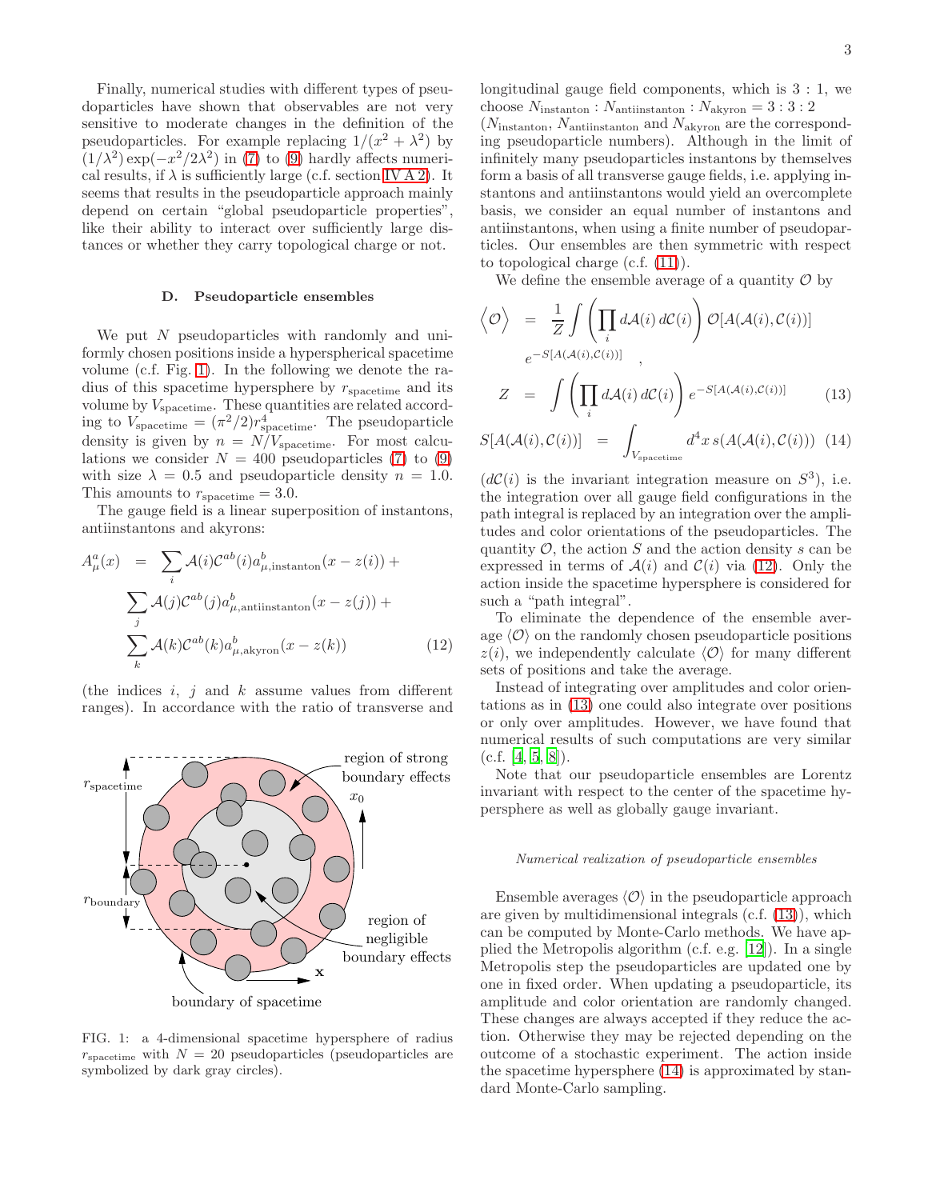Finally, numerical studies with different types of pseudoparticles have shown that observables are not very sensitive to moderate changes in the definition of the pseudoparticles. For example replacing $1/(x^2 + \lambda^2)$ by $(1/\lambda^2)\exp(-x^2/2\lambda^2)$ in (7) to (9) hardly affects numerical results, if $\lambda$ is sufficiently large (c.f. section IV A 2). It seems that results in the pseudoparticle approach mainly depend on certain "global pseudoparticle properties", like their ability to interact over sufficiently large distances or whether they carry topological charge or not.

### D. Pseudoparticle ensembles

We put $N$ pseudoparticles with randomly and uniformly chosen positions inside a hyperspherical spacetime volume (c.f. Fig. 1). In the following we denote the radius of this spacetime hypersphere by $r_{\mathrm{spacetime}}$ and its volume by $V_{\mathrm{spacetime}}$. These quantities are related according to $V_{\mathrm{spacetime}} = (\pi^2/2) r^4_{\mathrm{spacetime}}$. The pseudoparticle density is given by $n = N/V_{\mathrm{spacetime}}$. For most calculations we consider $N = 400$ pseudoparticles (7) to (9) with size $\lambda = 0.5$ and pseudoparticle density $n = 1.0$. This amounts to $r_{\mathrm{spacetime}} = 3.0$.

The gauge field is a linear superposition of instantons, antiinstantons and akyrons:

$$
\begin{aligned}
A^a_\mu(x) \ = \ & \sum_i \mathcal{A}(i) \mathcal{C}^{ab}(i) a^b_{\mu,\mathrm{instanton}}(x - z(i)) + \\
& \sum_j \mathcal{A}(j) \mathcal{C}^{ab}(j) a^b_{\mu,\mathrm{antiinstanton}}(x - z(j)) + \\
& \sum_k \mathcal{A}(k) \mathcal{C}^{ab}(k) a^b_{\mu,\mathrm{akyron}}(x - z(k))
\end{aligned}
\qquad (12)
$$

(the indices $i$, $j$ and $k$ assume values from different ranges). In accordance with the ratio of transverse and longitudinal gauge field components, which is $3:1$, we choose $N_{\mathrm{instanton}} : N_{\mathrm{antiinstanton}} : N_{\mathrm{akyron}} = 3:3:2$ ($N_{\mathrm{instanton}}$, $N_{\mathrm{antiinstanton}}$ and $N_{\mathrm{akyron}}$ are the corresponding pseudoparticle numbers). Although in the limit of infinitely many pseudoparticles instantons by themselves form a basis of all transverse gauge fields, i.e. applying instantons and antiinstantons would yield an overcomplete basis, we consider an equal number of instantons and antiinstantons, when using a finite number of pseudoparticles. Our ensembles are then symmetric with respect to topological charge (c.f. (11)).

FIG. 1: a 4-dimensional spacetime hypersphere of radius $r_{\mathrm{spacetime}}$ with $N = 20$ pseudoparticles (pseudoparticles are symbolized by dark gray circles).

We define the ensemble average of a quantity $\mathcal{O}$ by

$$
\begin{aligned}
\Big\langle \mathcal{O} \Big\rangle \ &= \ \frac{1}{Z} \int \left( \prod_i d\mathcal{A}(i)\, d\mathcal{C}(i) \right) \mathcal{O}[A(\mathcal{A}(i),\mathcal{C}(i))] \\
& \quad e^{-S[A(\mathcal{A}(i),\mathcal{C}(i))]} \quad , \\
Z \ &= \ \int \left( \prod_i d\mathcal{A}(i)\, d\mathcal{C}(i) \right) e^{-S[A(\mathcal{A}(i),\mathcal{C}(i))]}
\end{aligned}
\qquad (13)
$$

$$
S[A(\mathcal{A}(i),\mathcal{C}(i))] \ = \ \int_{V_{\mathrm{spacetime}}} d^4x \, s(A(\mathcal{A}(i),\mathcal{C}(i))) \qquad (14)
$$

($d\mathcal{C}(i)$ is the invariant integration measure on $S^3$), i.e. the integration over all gauge field configurations in the path integral is replaced by an integration over the amplitudes and color orientations of the pseudoparticles. The quantity $\mathcal{O}$, the action $S$ and the action density $s$ can be expressed in terms of $\mathcal{A}(i)$ and $\mathcal{C}(i)$ via (12). Only the action inside the spacetime hypersphere is considered for such a "path integral".

To eliminate the dependence of the ensemble average $\langle \mathcal{O} \rangle$ on the randomly chosen pseudoparticle positions $z(i)$, we independently calculate $\langle \mathcal{O} \rangle$ for many different sets of positions and take the average.

Instead of integrating over amplitudes and color orientations as in (13) one could also integrate over positions or only over amplitudes. However, we have found that numerical results of such computations are very similar (c.f. [4, 5, 8]).

Note that our pseudoparticle ensembles are Lorentz invariant with respect to the center of the spacetime hypersphere as well as globally gauge invariant.

*Numerical realization of pseudoparticle ensembles*

Ensemble averages $\langle \mathcal{O} \rangle$ in the pseudoparticle approach are given by multidimensional integrals (c.f. (13)), which can be computed by Monte-Carlo methods. We have applied the Metropolis algorithm (c.f. e.g. [12]). In a single Metropolis step the pseudoparticles are updated one by one in fixed order. When updating a pseudoparticle, its amplitude and color orientation are randomly changed. These changes are always accepted if they reduce the action. Otherwise they may be rejected depending on the outcome of a stochastic experiment. The action inside the spacetime hypersphere (14) is approximated by standard Monte-Carlo sampling.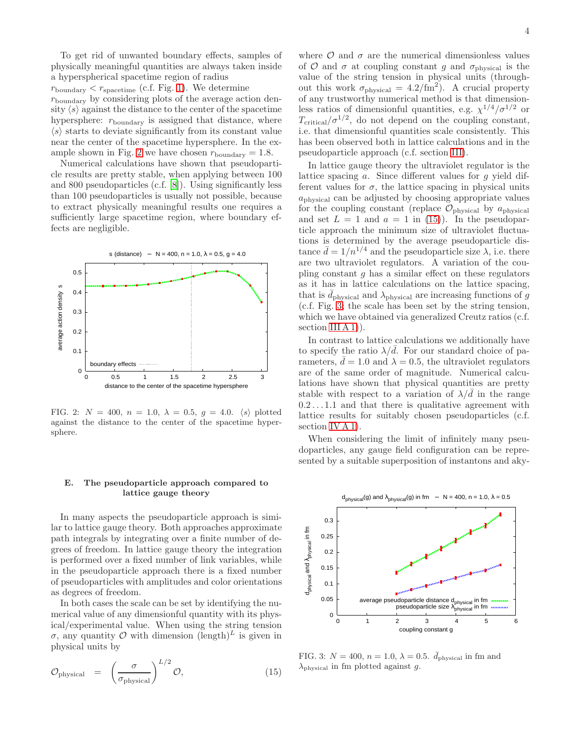To get rid of unwanted boundary effects, samples of physically meaningful quantities are always taken inside a hyperspherical spacetime region of radius $r_{\text{boundary}} < r_{\text{spacetime}}$ (c.f. Fig. 1). We determine $r_{\text{boundary}}$ by considering plots of the average action density $\langle s \rangle$ against the distance to the center of the spacetime hypersphere: $r_{\text{boundary}}$ is assigned that distance, where $\langle s \rangle$ starts to deviate significantly from its constant value near the center of the spacetime hypersphere. In the example shown in Fig. 2 we have chosen $r_{\text{boundary}} = 1.8$.

Numerical calculations have shown that pseudoparticle results are pretty stable, when applying between 100 and 800 pseudoparticles (c.f. [8]). Using significantly less than 100 pseudoparticles is usually not possible, because to extract physically meaningful results one requires a sufficiently large spacetime region, where boundary effects are negligible.

FIG. 2: $N = 400$, $n = 1.0$, $\lambda = 0.5$, $g = 4.0$. $\langle s \rangle$ plotted against the distance to the center of the spacetime hypersphere.

### E. The pseudoparticle approach compared to lattice gauge theory

In many aspects the pseudoparticle approach is similar to lattice gauge theory. Both approaches approximate path integrals by integrating over a finite number of degrees of freedom. In lattice gauge theory the integration is performed over a fixed number of link variables, while in the pseudoparticle approach there is a fixed number of pseudoparticles with amplitudes and color orientations as degrees of freedom.

In both cases the scale can be set by identifying the numerical value of any dimensionful quantity with its physical/experimental value. When using the string tension $\sigma$, any quantity $\mathcal{O}$ with dimension $(\text{length})^L$ is given in physical units by

$$\mathcal{O}_{\text{physical}} = \left(\frac{\sigma}{\sigma_{\text{physical}}}\right)^{L/2} \mathcal{O}, \tag{15}$$

where $\mathcal{O}$ and $\sigma$ are the numerical dimensionless values of $\mathcal{O}$ and $\sigma$ at coupling constant $g$ and $\sigma_{\text{physical}}$ is the value of the string tension in physical units (throughout this work $\sigma_{\text{physical}} = 4.2/\text{fm}^2$). A crucial property of any trustworthy numerical method is that dimensionless ratios of dimensionful quantities, e.g. $\chi^{1/4}/\sigma^{1/2}$ or $T_{\text{critical}}/\sigma^{1/2}$, do not depend on the coupling constant, i.e. that dimensionful quantities scale consistently. This has been observed both in lattice calculations and in the pseudoparticle approach (c.f. section III).

In lattice gauge theory the ultraviolet regulator is the lattice spacing $a$. Since different values for $g$ yield different values for $\sigma$, the lattice spacing in physical units $a_{\text{physical}}$ can be adjusted by choosing appropriate values for the coupling constant (replace $\mathcal{O}_{\text{physical}}$ by $a_{\text{physical}}$ and set $L = 1$ and $a = 1$ in (15)). In the pseudoparticle approach the minimum size of ultraviolet fluctuations is determined by the average pseudoparticle distance $\bar{d} = 1/n^{1/4}$ and the pseudoparticle size $\lambda$, i.e. there are two ultraviolet regulators. A variation of the coupling constant $g$ has a similar effect on these regulators as it has in lattice calculations on the lattice spacing, that is $\bar{d}_{\text{physical}}$ and $\lambda_{\text{physical}}$ are increasing functions of $g$ (c.f. Fig. 3; the scale has been set by the string tension, which we have obtained via generalized Creutz ratios (c.f. section III A 1)).

In contrast to lattice calculations we additionally have to specify the ratio $\lambda/\bar{d}$. For our standard choice of parameters, $\bar{d} = 1.0$ and $\lambda = 0.5$, the ultraviolet regulators are of the same order of magnitude. Numerical calculations have shown that physical quantities are pretty stable with respect to a variation of $\lambda/\bar{d}$ in the range $0.2 \ldots 1.1$ and that there is qualitative agreement with lattice results for suitably chosen pseudoparticles (c.f. section IV A 1).

When considering the limit of infinitely many pseudoparticles, any gauge field configuration can be represented by a suitable superposition of instantons and aky-

FIG. 3: $N = 400$, $n = 1.0$, $\lambda = 0.5$. $\bar{d}_{\text{physical}}$ in fm and $\lambda_{\text{physical}}$ in fm plotted against $g$.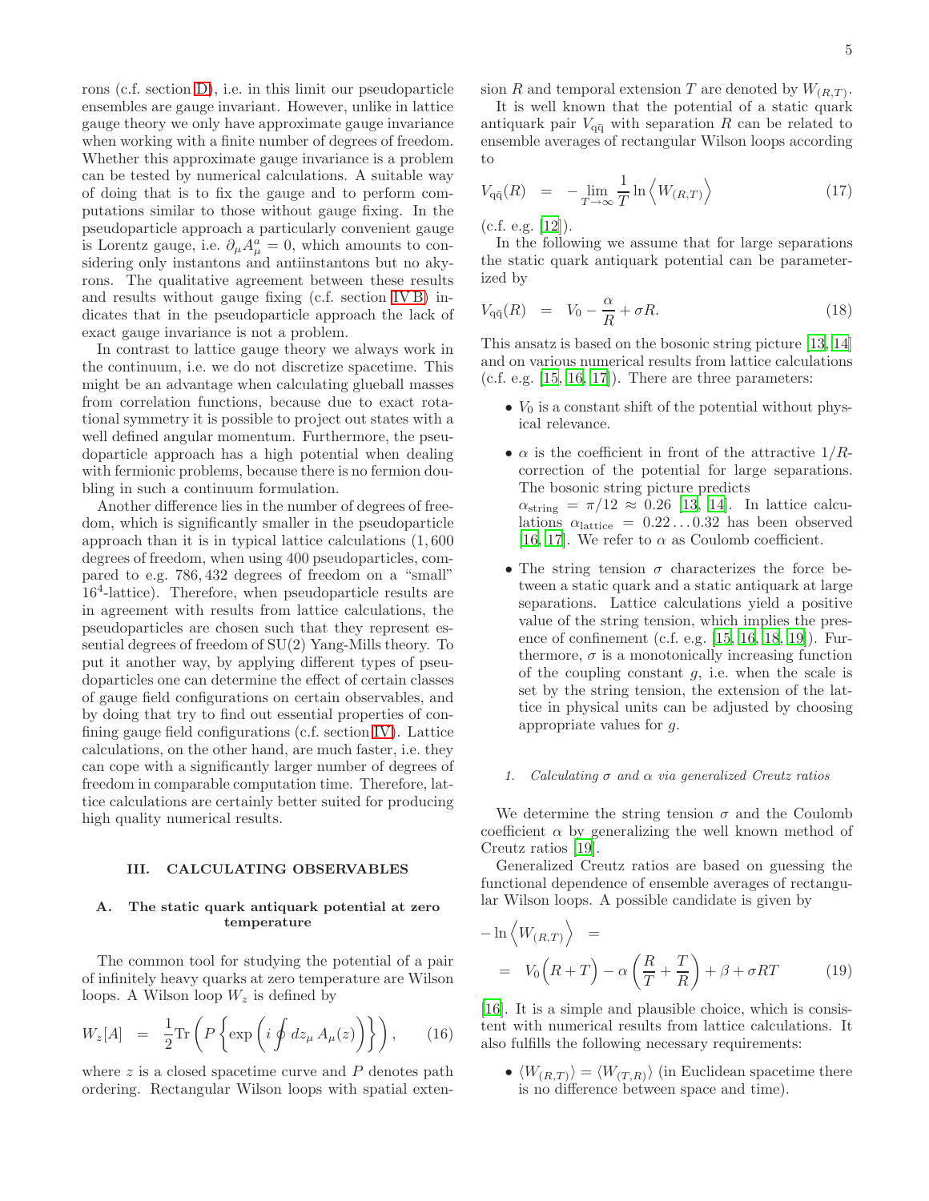rons (c.f. section D), i.e. in this limit our pseudoparticle ensembles are gauge invariant. However, unlike in lattice gauge theory we only have approximate gauge invariance when working with a finite number of degrees of freedom. Whether this approximate gauge invariance is a problem can be tested by numerical calculations. A suitable way of doing that is to fix the gauge and to perform computations similar to those without gauge fixing. In the pseudoparticle approach a particularly convenient gauge is Lorentz gauge, i.e. $\partial_\mu A_\mu^a = 0$, which amounts to considering only instantons and antiinstantons but no akyrons. The qualitative agreement between these results and results without gauge fixing (c.f. section IV B) indicates that in the pseudoparticle approach the lack of exact gauge invariance is not a problem.

In contrast to lattice gauge theory we always work in the continuum, i.e. we do not discretize spacetime. This might be an advantage when calculating glueball masses from correlation functions, because due to exact rotational symmetry it is possible to project out states with a well defined angular momentum. Furthermore, the pseudoparticle approach has a high potential when dealing with fermionic problems, because there is no fermion doubling in such a continuum formulation.

Another difference lies in the number of degrees of freedom, which is significantly smaller in the pseudoparticle approach than it is in typical lattice calculations (1,600 degrees of freedom, when using 400 pseudoparticles, compared to e.g. 786,432 degrees of freedom on a "small" $16^4$-lattice). Therefore, when pseudoparticle results are in agreement with results from lattice calculations, the pseudoparticles are chosen such that they represent essential degrees of freedom of SU(2) Yang-Mills theory. To put it another way, by applying different types of pseudoparticles one can determine the effect of certain classes of gauge field configurations on certain observables, and by doing that try to find out essential properties of confining gauge field configurations (c.f. section IV). Lattice calculations, on the other hand, are much faster, i.e. they can cope with a significantly larger number of degrees of freedom in comparable computation time. Therefore, lattice calculations are certainly better suited for producing high quality numerical results.

## III. CALCULATING OBSERVABLES

### A. The static quark antiquark potential at zero temperature

The common tool for studying the potential of a pair of infinitely heavy quarks at zero temperature are Wilson loops. A Wilson loop $W_z$ is defined by

$$W_z[A] = \frac{1}{2}\mathrm{Tr}\left(P\left\{\exp\left(i\oint dz_\mu\, A_\mu(z)\right)\right\}\right), \qquad (16)$$

where $z$ is a closed spacetime curve and $P$ denotes path ordering. Rectangular Wilson loops with spatial extension $R$ and temporal extension $T$ are denoted by $W_{(R,T)}$.

It is well known that the potential of a static quark antiquark pair $V_{\mathrm{q\bar{q}}}$ with separation $R$ can be related to ensemble averages of rectangular Wilson loops according to

$$V_{\mathrm{q\bar{q}}}(R) = -\lim_{T\to\infty}\frac{1}{T}\ln\left\langle W_{(R,T)}\right\rangle \qquad (17)$$

(c.f. e.g. [12]).

In the following we assume that for large separations the static quark antiquark potential can be parameterized by

$$V_{\mathrm{q\bar{q}}}(R) = V_0 - \frac{\alpha}{R} + \sigma R. \qquad (18)$$

This ansatz is based on the bosonic string picture [13, 14] and on various numerical results from lattice calculations (c.f. e.g. [15, 16, 17]). There are three parameters:

- $V_0$ is a constant shift of the potential without physical relevance.
- $\alpha$ is the coefficient in front of the attractive $1/R$-correction of the potential for large separations. The bosonic string picture predicts $\alpha_{\mathrm{string}} = \pi/12 \approx 0.26$ [13, 14]. In lattice calculations $\alpha_{\mathrm{lattice}} = 0.22\ldots0.32$ has been observed [16, 17]. We refer to $\alpha$ as Coulomb coefficient.
- The string tension $\sigma$ characterizes the force between a static quark and a static antiquark at large separations. Lattice calculations yield a positive value of the string tension, which implies the presence of confinement (c.f. e.g. [15, 16, 18, 19]). Furthermore, $\sigma$ is a monotonically increasing function of the coupling constant $g$, i.e. when the scale is set by the string tension, the extension of the lattice in physical units can be adjusted by choosing appropriate values for $g$.

#### 1. Calculating $\sigma$ and $\alpha$ via generalized Creutz ratios

We determine the string tension $\sigma$ and the Coulomb coefficient $\alpha$ by generalizing the well known method of Creutz ratios [19].

Generalized Creutz ratios are based on guessing the functional dependence of ensemble averages of rectangular Wilson loops. A possible candidate is given by

$$-\ln\left\langle W_{(R,T)}\right\rangle = V_0\Big(R+T\Big) - \alpha\left(\frac{R}{T}+\frac{T}{R}\right) + \beta + \sigma RT \qquad (19)$$

[16]. It is a simple and plausible choice, which is consistent with numerical results from lattice calculations. It also fulfills the following necessary requirements:

- $\langle W_{(R,T)}\rangle = \langle W_{(T,R)}\rangle$ (in Euclidean spacetime there is no difference between space and time).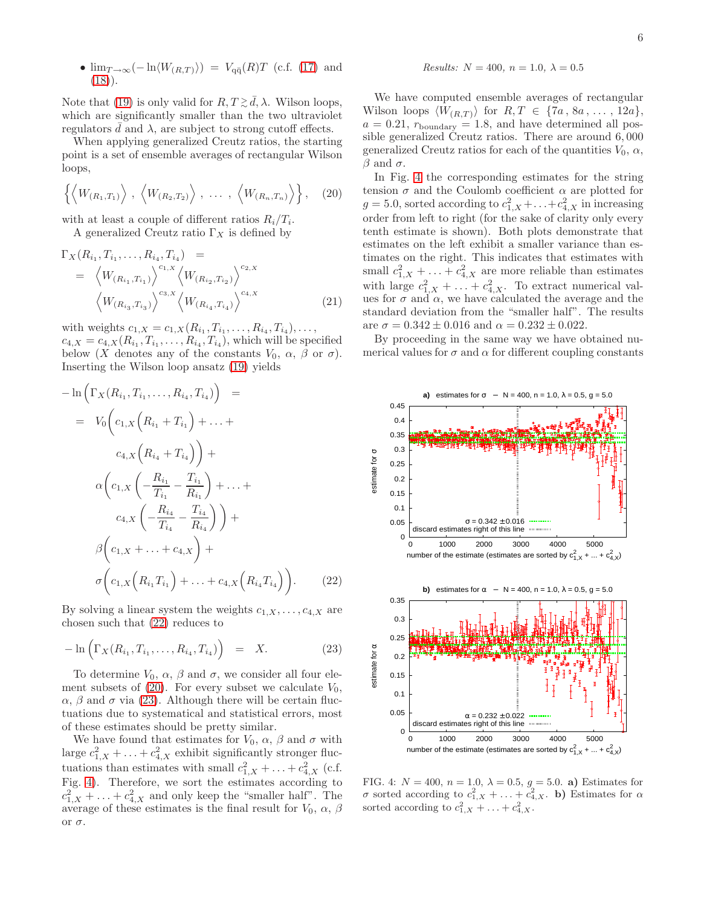- $\lim_{T\to\infty}(-\ln\langle W_{(R,T)}\rangle) = V_{q\bar{q}}(R)T$ (c.f. (17) and (18)).

Note that (19) is only valid for $R, T \gtrsim \bar{d}, \lambda$. Wilson loops, which are significantly smaller than the two ultraviolet regulators $\bar{d}$ and $\lambda$, are subject to strong cutoff effects.

When applying generalized Creutz ratios, the starting point is a set of ensemble averages of rectangular Wilson loops,

$$\left\{ \left\langle W_{(R_1,T_1)} \right\rangle \, , \, \left\langle W_{(R_2,T_2)} \right\rangle \, , \, \ldots \, , \, \left\langle W_{(R_n,T_n)} \right\rangle \right\} , \quad (20)$$

with at least a couple of different ratios $R_i/T_i$.

A generalized Creutz ratio $\Gamma_X$ is defined by

$$\begin{aligned} \Gamma_X(R_{i_1}, T_{i_1}, \ldots, R_{i_4}, T_{i_4}) \quad &= \\ = \quad \left\langle W_{(R_{i_1},T_{i_1})} \right\rangle^{c_{1,X}} &\left\langle W_{(R_{i_2},T_{i_2})} \right\rangle^{c_{2,X}} \\ \left\langle W_{(R_{i_3},T_{i_3})} \right\rangle^{c_{3,X}} &\left\langle W_{(R_{i_4},T_{i_4})} \right\rangle^{c_{4,X}} \end{aligned} \quad (21)$$

with weights $c_{1,X} = c_{1,X}(R_{i_1}, T_{i_1}, \ldots, R_{i_4}, T_{i_4}), \ldots,$ $c_{4,X} = c_{4,X}(R_{i_1}, T_{i_1}, \ldots, R_{i_4}, T_{i_4})$, which will be specified below ($X$ denotes any of the constants $V_0$, $\alpha$, $\beta$ or $\sigma$). Inserting the Wilson loop ansatz (19) yields

$$\begin{aligned} -\ln\Big(\Gamma_X(R_{i_1}, T_{i_1}, \ldots, R_{i_4}, T_{i_4})\Big) \quad &= \\ = \quad V_0\bigg(c_{1,X}\Big(R_{i_1} + T_{i_1}\Big) + \ldots + &\\ c_{4,X}\Big(R_{i_4} + T_{i_4}\Big)\bigg) + &\\ \alpha\bigg(c_{1,X}\left(-\frac{R_{i_1}}{T_{i_1}} - \frac{T_{i_1}}{R_{i_1}}\right) + \ldots + &\\ c_{4,X}\left(-\frac{R_{i_4}}{T_{i_4}} - \frac{T_{i_4}}{R_{i_4}}\right)\bigg) + &\\ \beta\bigg(c_{1,X} + \ldots + c_{4,X}\bigg) + &\\ \sigma\bigg(c_{1,X}\Big(R_{i_1}T_{i_1}\Big) + \ldots + c_{4,X}\Big(R_{i_4}T_{i_4}\Big)\bigg). & \end{aligned} \quad (22)$$

By solving a linear system the weights $c_{1,X}, \ldots, c_{4,X}$ are chosen such that (22) reduces to

$$-\ln\Big(\Gamma_X(R_{i_1}, T_{i_1}, \ldots, R_{i_4}, T_{i_4})\Big) \quad = \quad X. \quad (23)$$

To determine $V_0$, $\alpha$, $\beta$ and $\sigma$, we consider all four element subsets of (20). For every subset we calculate $V_0$, $\alpha$, $\beta$ and $\sigma$ via (23). Although there will be certain fluctuations due to systematical and statistical errors, most of these estimates should be pretty similar.

We have found that estimates for $V_0$, $\alpha$, $\beta$ and $\sigma$ with large $c_{1,X}^2 + \ldots + c_{4,X}^2$ exhibit significantly stronger fluctuations than estimates with small $c_{1,X}^2 + \ldots + c_{4,X}^2$ (c.f. Fig. 4). Therefore, we sort the estimates according to $c_{1,X}^2 + \ldots + c_{4,X}^2$ and only keep the "smaller half". The average of these estimates is the final result for $V_0$, $\alpha$, $\beta$ or $\sigma$.

*Results: $N = 400$, $n = 1.0$, $\lambda = 0.5$*

We have computed ensemble averages of rectangular Wilson loops $\langle W_{(R,T)}\rangle$ for $R, T \in \{7a \, , \, 8a \, , \ldots , \, 12a\}$, $a = 0.21$, $r_{\text{boundary}} = 1.8$, and have determined all possible generalized Creutz ratios. There are around $6,000$ generalized Creutz ratios for each of the quantities $V_0$, $\alpha$, $\beta$ and $\sigma$.

In Fig. 4 the corresponding estimates for the string tension $\sigma$ and the Coulomb coefficient $\alpha$ are plotted for $g = 5.0$, sorted according to $c_{1,X}^2 + \ldots + c_{4,X}^2$ in increasing order from left to right (for the sake of clarity only every tenth estimate is shown). Both plots demonstrate that estimates on the left exhibit a smaller variance than estimates on the right. This indicates that estimates with small $c_{1,X}^2 + \ldots + c_{4,X}^2$ are more reliable than estimates with large $c_{1,X}^2 + \ldots + c_{4,X}^2$. To extract numerical values for $\sigma$ and $\alpha$, we have calculated the average and the standard deviation from the "smaller half". The results are $\sigma = 0.342 \pm 0.016$ and $\alpha = 0.232 \pm 0.022$.

By proceeding in the same way we have obtained numerical values for $\sigma$ and $\alpha$ for different coupling constants

FIG. 4: $N = 400$, $n = 1.0$, $\lambda = 0.5$, $g = 5.0$. **a)** Estimates for $\sigma$ sorted according to $c_{1,X}^2 + \ldots + c_{4,X}^2$. **b)** Estimates for $\alpha$ sorted according to $c_{1,X}^2 + \ldots + c_{4,X}^2$.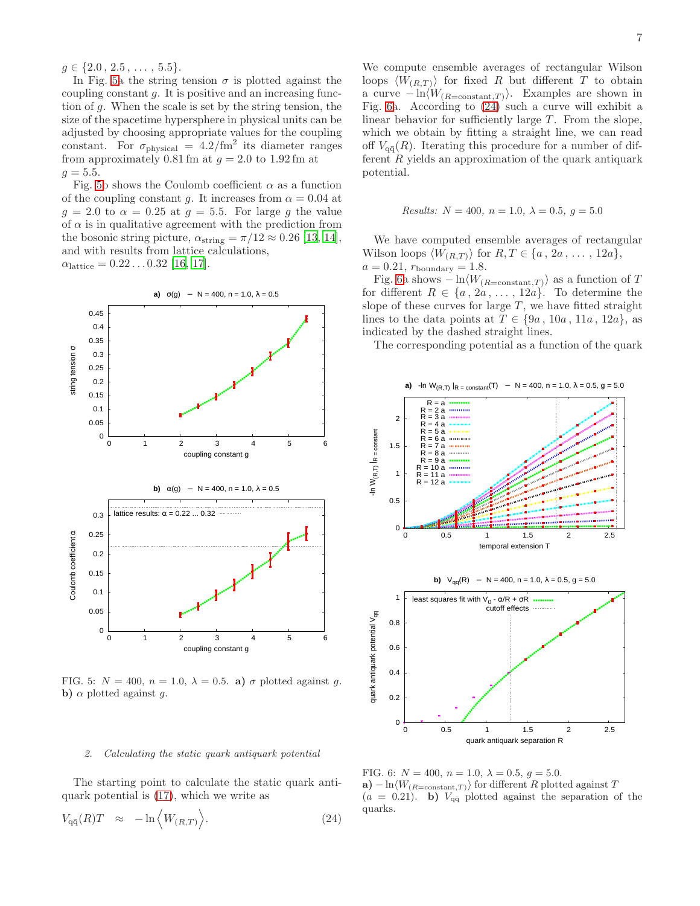$g \in \{2.0\,, 2.5\,, \ldots\,, 5.5\}$.

In Fig. 5a the string tension $\sigma$ is plotted against the coupling constant $g$. It is positive and an increasing function of $g$. When the scale is set by the string tension, the size of the spacetime hypersphere in physical units can be adjusted by choosing appropriate values for the coupling constant. For $\sigma_{\text{physical}} = 4.2/\text{fm}^2$ its diameter ranges from approximately 0.81 fm at $g = 2.0$ to 1.92 fm at $g = 5.5$.

Fig. 5b shows the Coulomb coefficient $\alpha$ as a function of the coupling constant $g$. It increases from $\alpha = 0.04$ at $g = 2.0$ to $\alpha = 0.25$ at $g = 5.5$. For large $g$ the value of $\alpha$ is in qualitative agreement with the prediction from the bosonic string picture, $\alpha_{\text{string}} = \pi/12 \approx 0.26$ [13, 14], and with results from lattice calculations, $\alpha_{\text{lattice}} = 0.22 \ldots 0.32$ [16, 17].

FIG. 5: $N = 400$, $n = 1.0$, $\lambda = 0.5$. **a)** $\sigma$ plotted against $g$. **b)** $\alpha$ plotted against $g$.

### 2. Calculating the static quark antiquark potential

The starting point to calculate the static quark antiquark potential is (17), which we write as

$$V_{q\bar{q}}(R)T \quad \approx \quad -\ln\left\langle W_{(R,T)} \right\rangle. \tag{24}$$

We compute ensemble averages of rectangular Wilson loops $\langle W_{(R,T)} \rangle$ for fixed $R$ but different $T$ to obtain a curve $-\ln\langle W_{(R=\text{constant},T)} \rangle$. Examples are shown in Fig. 6a. According to (24) such a curve will exhibit a linear behavior for sufficiently large $T$. From the slope, which we obtain by fitting a straight line, we can read off $V_{q\bar{q}}(R)$. Iterating this procedure for a number of different $R$ yields an approximation of the quark antiquark potential.

*Results:* $N = 400$, $n = 1.0$, $\lambda = 0.5$, $g = 5.0$

We have computed ensemble averages of rectangular Wilson loops $\langle W_{(R,T)} \rangle$ for $R, T \in \{a\,, 2a\,, \ldots\,, 12a\}$, $a = 0.21$, $r_{\text{boundary}} = 1.8$.

Fig. 6a shows $-\ln\langle W_{(R=\text{constant},T)} \rangle$ as a function of $T$ for different $R \in \{a\,, 2a\,, \ldots\,, 12a\}$. To determine the slope of these curves for large $T$, we have fitted straight lines to the data points at $T \in \{9a\,, 10a\,, 11a\,, 12a\}$, as indicated by the dashed straight lines.

The corresponding potential as a function of the quark

FIG. 6: $N = 400$, $n = 1.0$, $\lambda = 0.5$, $g = 5.0$. **a)** $-\ln\langle W_{(R=\text{constant},T)} \rangle$ for different $R$ plotted against $T$ ($a = 0.21$). **b)** $V_{q\bar{q}}$ plotted against the separation of the quarks.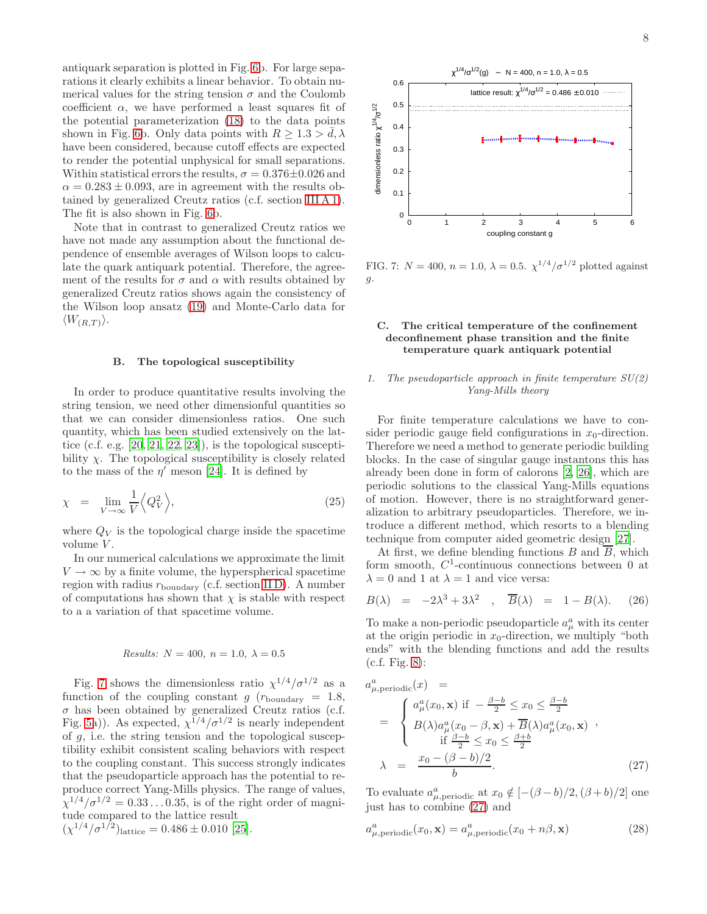antiquark separation is plotted in Fig. 6b. For large separations it clearly exhibits a linear behavior. To obtain numerical values for the string tension $\sigma$ and the Coulomb coefficient $\alpha$, we have performed a least squares fit of the potential parameterization (18) to the data points shown in Fig. 6b. Only data points with $R \geq 1.3 > \bar{d}, \lambda$ have been considered, because cutoff effects are expected to render the potential unphysical for small separations. Within statistical errors the results, $\sigma = 0.376 \pm 0.026$ and $\alpha = 0.283 \pm 0.093$, are in agreement with the results obtained by generalized Creutz ratios (c.f. section III A 1). The fit is also shown in Fig. 6b.

Note that in contrast to generalized Creutz ratios we have not made any assumption about the functional dependence of ensemble averages of Wilson loops to calculate the quark antiquark potential. Therefore, the agreement of the results for $\sigma$ and $\alpha$ with results obtained by generalized Creutz ratios shows again the consistency of the Wilson loop ansatz (19) and Monte-Carlo data for $\langle W_{(R,T)} \rangle$.

### B. The topological susceptibility

In order to produce quantitative results involving the string tension, we need other dimensionful quantities so that we can consider dimensionless ratios. One such quantity, which has been studied extensively on the lattice (c.f. e.g. [20, 21, 22, 23]), is the topological susceptibility $\chi$. The topological susceptibility is closely related to the mass of the $\eta'$ meson [24]. It is defined by

$$\chi = \lim_{V \rightarrow \infty} \frac{1}{V} \Big\langle Q_V^2 \Big\rangle, \tag{25}$$

where $Q_V$ is the topological charge inside the spacetime volume $V$.

In our numerical calculations we approximate the limit $V \rightarrow \infty$ by a finite volume, the hyperspherical spacetime region with radius $r_{\mathrm{boundary}}$ (c.f. section II D). A number of computations has shown that $\chi$ is stable with respect to a a variation of that spacetime volume.

*Results: $N = 400$, $n = 1.0$, $\lambda = 0.5$*

Fig. 7 shows the dimensionless ratio $\chi^{1/4}/\sigma^{1/2}$ as a function of the coupling constant $g$ ($r_{\mathrm{boundary}} = 1.8$, $\sigma$ has been obtained by generalized Creutz ratios (c.f. Fig. 5a)). As expected, $\chi^{1/4}/\sigma^{1/2}$ is nearly independent of $g$, i.e. the string tension and the topological susceptibility exhibit consistent scaling behaviors with respect to the coupling constant. This success strongly indicates that the pseudoparticle approach has the potential to reproduce correct Yang-Mills physics. The range of values, $\chi^{1/4}/\sigma^{1/2} = 0.33 \ldots 0.35$, is of the right order of magnitude compared to the lattice result $(\chi^{1/4}/\sigma^{1/2})_{\mathrm{lattice}} = 0.486 \pm 0.010$ [25].

FIG. 7: $N = 400$, $n = 1.0$, $\lambda = 0.5$. $\chi^{1/4}/\sigma^{1/2}$ plotted against $g$.

### C. The critical temperature of the confinement deconfinement phase transition and the finite temperature quark antiquark potential

#### *1. The pseudoparticle approach in finite temperature SU(2) Yang-Mills theory*

For finite temperature calculations we have to consider periodic gauge field configurations in $x_0$-direction. Therefore we need a method to generate periodic building blocks. In the case of singular gauge instantons this has already been done in form of calorons [2, 26], which are periodic solutions to the classical Yang-Mills equations of motion. However, there is no straightforward generalization to arbitrary pseudoparticles. Therefore, we introduce a different method, which resorts to a blending technique from computer aided geometric design [27].

At first, we define blending functions $B$ and $\overline{B}$, which form smooth, $C^1$-continuous connections between 0 at $\lambda = 0$ and 1 at $\lambda = 1$ and vice versa:

$$B(\lambda) = -2\lambda^3 + 3\lambda^2 \quad , \quad \overline{B}(\lambda) = 1 - B(\lambda). \tag{26}$$

To make a non-periodic pseudoparticle $a_\mu^a$ with its center at the origin periodic in $x_0$-direction, we multiply "both ends" with the blending functions and add the results (c.f. Fig. 8):

$$\begin{aligned} a_{\mu,\mathrm{periodic}}^a(x) &= \\ &= \left\{ \begin{array}{l} a_\mu^a(x_0, \mathbf{x}) \text{ if } -\frac{\beta-b}{2} \leq x_0 \leq \frac{\beta-b}{2} \\ B(\lambda) a_\mu^a(x_0 - \beta, \mathbf{x}) + \overline{B}(\lambda) a_\mu^a(x_0, \mathbf{x}) \\ \quad \text{if } \frac{\beta-b}{2} \leq x_0 \leq \frac{\beta+b}{2} \end{array} \right. , \\ \lambda &= \frac{x_0 - (\beta - b)/2}{b}. \end{aligned} \tag{27}$$

To evaluate $a_{\mu,\mathrm{periodic}}^a$ at $x_0 \notin [-(\beta - b)/2, (\beta + b)/2]$ one just has to combine (27) and

$$a_{\mu,\mathrm{periodic}}^a(x_0, \mathbf{x}) = a_{\mu,\mathrm{periodic}}^a(x_0 + n\beta, \mathbf{x}) \tag{28}$$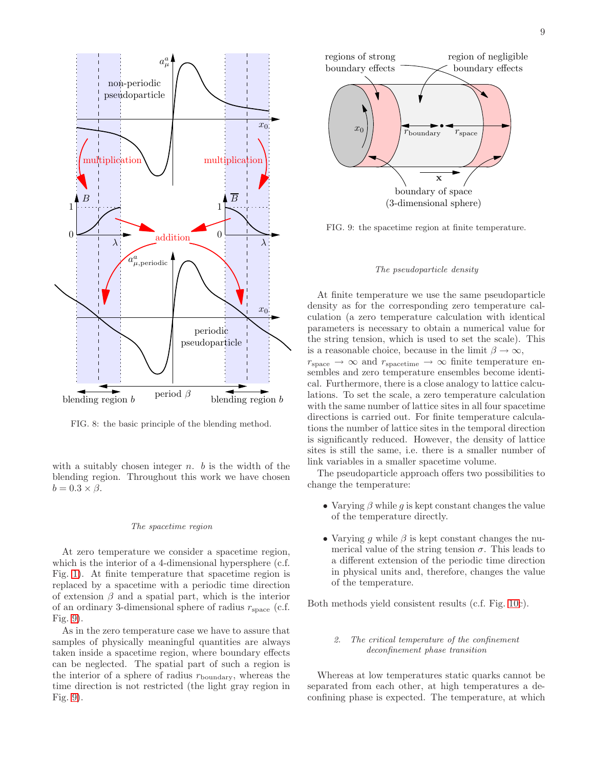FIG. 8: the basic principle of the blending method.

with a suitably chosen integer $n$. $b$ is the width of the blending region. Throughout this work we have chosen $b = 0.3 \times \beta$.

*The spacetime region*

At zero temperature we consider a spacetime region, which is the interior of a 4-dimensional hypersphere (c.f. Fig. 1). At finite temperature that spacetime region is replaced by a spacetime with a periodic time direction of extension $\beta$ and a spatial part, which is the interior of an ordinary 3-dimensional sphere of radius $r_{\text{space}}$ (c.f. Fig. 9).

As in the zero temperature case we have to assure that samples of physically meaningful quantities are always taken inside a spacetime region, where boundary effects can be neglected. The spatial part of such a region is the interior of a sphere of radius $r_{\text{boundary}}$, whereas the time direction is not restricted (the light gray region in Fig. 9).

FIG. 9: the spacetime region at finite temperature.

*The pseudoparticle density*

At finite temperature we use the same pseudoparticle density as for the corresponding zero temperature calculation (a zero temperature calculation with identical parameters is necessary to obtain a numerical value for the string tension, which is used to set the scale). This is a reasonable choice, because in the limit $\beta \to \infty$, $r_{\text{space}} \to \infty$ and $r_{\text{spacetime}} \to \infty$ finite temperature ensembles and zero temperature ensembles become identical. Furthermore, there is a close analogy to lattice calculations. To set the scale, a zero temperature calculation with the same number of lattice sites in all four spacetime directions is carried out. For finite temperature calculations the number of lattice sites in the temporal direction is significantly reduced. However, the density of lattice sites is still the same, i.e. there is a smaller number of link variables in a smaller spacetime volume.

The pseudoparticle approach offers two possibilities to change the temperature:

- Varying $\beta$ while $g$ is kept constant changes the value of the temperature directly.
- Varying $g$ while $\beta$ is kept constant changes the numerical value of the string tension $\sigma$. This leads to a different extension of the periodic time direction in physical units and, therefore, changes the value of the temperature.

Both methods yield consistent results (c.f. Fig. 10c).

### 2. The critical temperature of the confinement deconfinement phase transition

Whereas at low temperatures static quarks cannot be separated from each other, at high temperatures a deconfining phase is expected. The temperature, at which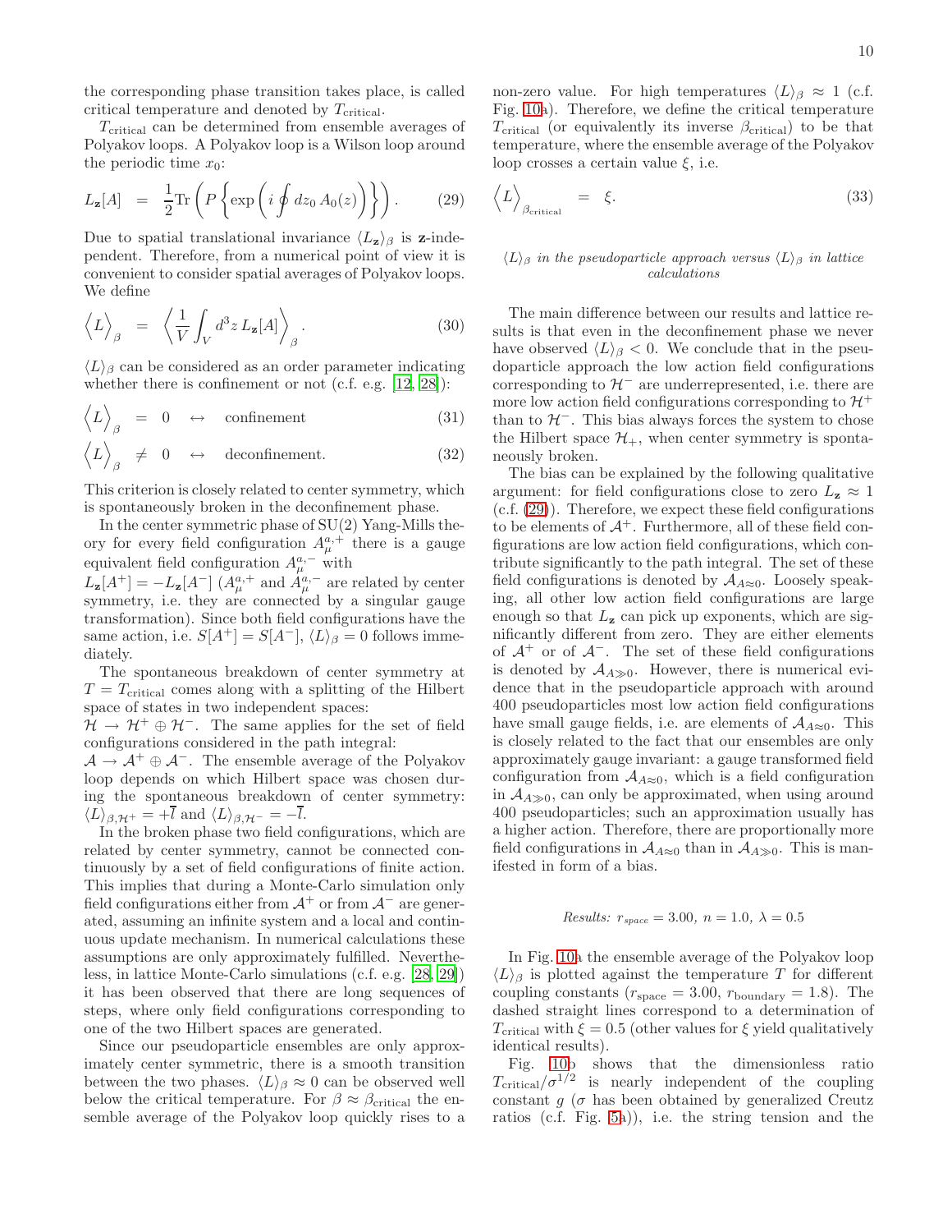the corresponding phase transition takes place, is called critical temperature and denoted by $T_{\text{critical}}$.

$T_{\text{critical}}$ can be determined from ensemble averages of Polyakov loops. A Polyakov loop is a Wilson loop around the periodic time $x_0$:

$$L_{\mathbf{z}}[A] = \frac{1}{2}\text{Tr}\left(P\left\{\exp\left(i\oint dz_0\, A_0(z)\right)\right\}\right). \tag{29}$$

Due to spatial translational invariance $\langle L_{\mathbf{z}}\rangle_\beta$ is $\mathbf{z}$-independent. Therefore, from a numerical point of view it is convenient to consider spatial averages of Polyakov loops. We define

$$\Big\langle L\Big\rangle_\beta = \left\langle \frac{1}{V}\int_V d^3z\, L_{\mathbf{z}}[A]\right\rangle_\beta. \tag{30}$$

$\langle L\rangle_\beta$ can be considered as an order parameter indicating whether there is confinement or not (c.f. e.g. [12, 28]):

$$\Big\langle L\Big\rangle_\beta = 0 \quad \leftrightarrow \quad \text{confinement} \tag{31}$$

$$\Big\langle L\Big\rangle_\beta \neq 0 \quad \leftrightarrow \quad \text{deconfinement.} \tag{32}$$

This criterion is closely related to center symmetry, which is spontaneously broken in the deconfinement phase.

In the center symmetric phase of SU(2) Yang-Mills theory for every field configuration $A_\mu^{a,+}$ there is a gauge equivalent field configuration $A_\mu^{a,-}$ with $L_{\mathbf{z}}[A^+] = -L_{\mathbf{z}}[A^-]$ ($A_\mu^{a,+}$ and $A_\mu^{a,-}$ are related by center symmetry, i.e. they are connected by a singular gauge transformation). Since both field configurations have the same action, i.e. $S[A^+] = S[A^-]$, $\langle L\rangle_\beta = 0$ follows immediately.

The spontaneous breakdown of center symmetry at $T = T_{\text{critical}}$ comes along with a splitting of the Hilbert space of states in two independent spaces: $\mathcal{H} \rightarrow \mathcal{H}^+ \oplus \mathcal{H}^-$. The same applies for the set of field configurations considered in the path integral: $\mathcal{A} \rightarrow \mathcal{A}^+ \oplus \mathcal{A}^-$. The ensemble average of the Polyakov loop depends on which Hilbert space was chosen during the spontaneous breakdown of center symmetry: $\langle L\rangle_{\beta,\mathcal{H}^+} = +\bar{l}$ and $\langle L\rangle_{\beta,\mathcal{H}^-} = -\bar{l}$.

In the broken phase two field configurations, which are related by center symmetry, cannot be connected continuously by a set of field configurations of finite action. This implies that during a Monte-Carlo simulation only field configurations either from $\mathcal{A}^+$ or from $\mathcal{A}^-$ are generated, assuming an infinite system and a local and continuous update mechanism. In numerical calculations these assumptions are only approximately fulfilled. Nevertheless, in lattice Monte-Carlo simulations (c.f. e.g. [28, 29]) it has been observed that there are long sequences of steps, where only field configurations corresponding to one of the two Hilbert spaces are generated.

Since our pseudoparticle ensembles are only approximately center symmetric, there is a smooth transition between the two phases. $\langle L\rangle_\beta \approx 0$ can be observed well below the critical temperature. For $\beta \approx \beta_{\text{critical}}$ the ensemble average of the Polyakov loop quickly rises to a non-zero value. For high temperatures $\langle L\rangle_\beta \approx 1$ (c.f. Fig. 10a). Therefore, we define the critical temperature $T_{\text{critical}}$ (or equivalently its inverse $\beta_{\text{critical}}$) to be that temperature, where the ensemble average of the Polyakov loop crosses a certain value $\xi$, i.e.

$$\Big\langle L\Big\rangle_{\beta_{\text{critical}}} = \xi. \tag{33}$$

*$\langle L\rangle_\beta$ in the pseudoparticle approach versus $\langle L\rangle_\beta$ in lattice calculations*

The main difference between our results and lattice results is that even in the deconfinement phase we never have observed $\langle L\rangle_\beta < 0$. We conclude that in the pseudoparticle approach the low action field configurations corresponding to $\mathcal{H}^-$ are underrepresented, i.e. there are more low action field configurations corresponding to $\mathcal{H}^+$ than to $\mathcal{H}^-$. This bias always forces the system to chose the Hilbert space $\mathcal{H}_+$, when center symmetry is spontaneously broken.

The bias can be explained by the following qualitative argument: for field configurations close to zero $L_{\mathbf{z}} \approx 1$ (c.f. (29)). Therefore, we expect these field configurations to be elements of $\mathcal{A}^+$. Furthermore, all of these field configurations are low action field configurations, which contribute significantly to the path integral. The set of these field configurations is denoted by $\mathcal{A}_{A\approx 0}$. Loosely speaking, all other low action field configurations are large enough so that $L_{\mathbf{z}}$ can pick up exponents, which are significantly different from zero. They are either elements of $\mathcal{A}^+$ or of $\mathcal{A}^-$. The set of these field configurations is denoted by $\mathcal{A}_{A\gg 0}$. However, there is numerical evidence that in the pseudoparticle approach with around 400 pseudoparticles most low action field configurations have small gauge fields, i.e. are elements of $\mathcal{A}_{A\approx 0}$. This is closely related to the fact that our ensembles are only approximately gauge invariant: a gauge transformed field configuration from $\mathcal{A}_{A\approx 0}$, which is a field configuration in $\mathcal{A}_{A\gg 0}$, can only be approximated, when using around 400 pseudoparticles; such an approximation usually has a higher action. Therefore, there are proportionally more field configurations in $\mathcal{A}_{A\approx 0}$ than in $\mathcal{A}_{A\gg 0}$. This is manifested in form of a bias.

*Results: $r_{\text{space}} = 3.00$, $n = 1.0$, $\lambda = 0.5$*

In Fig. 10a the ensemble average of the Polyakov loop $\langle L\rangle_\beta$ is plotted against the temperature $T$ for different coupling constants ($r_{\text{space}} = 3.00$, $r_{\text{boundary}} = 1.8$). The dashed straight lines correspond to a determination of $T_{\text{critical}}$ with $\xi = 0.5$ (other values for $\xi$ yield qualitatively identical results).

Fig. 10b shows that the dimensionless ratio $T_{\text{critical}}/\sigma^{1/2}$ is nearly independent of the coupling constant $g$ ($\sigma$ has been obtained by generalized Creutz ratios (c.f. Fig. 5a)), i.e. the string tension and the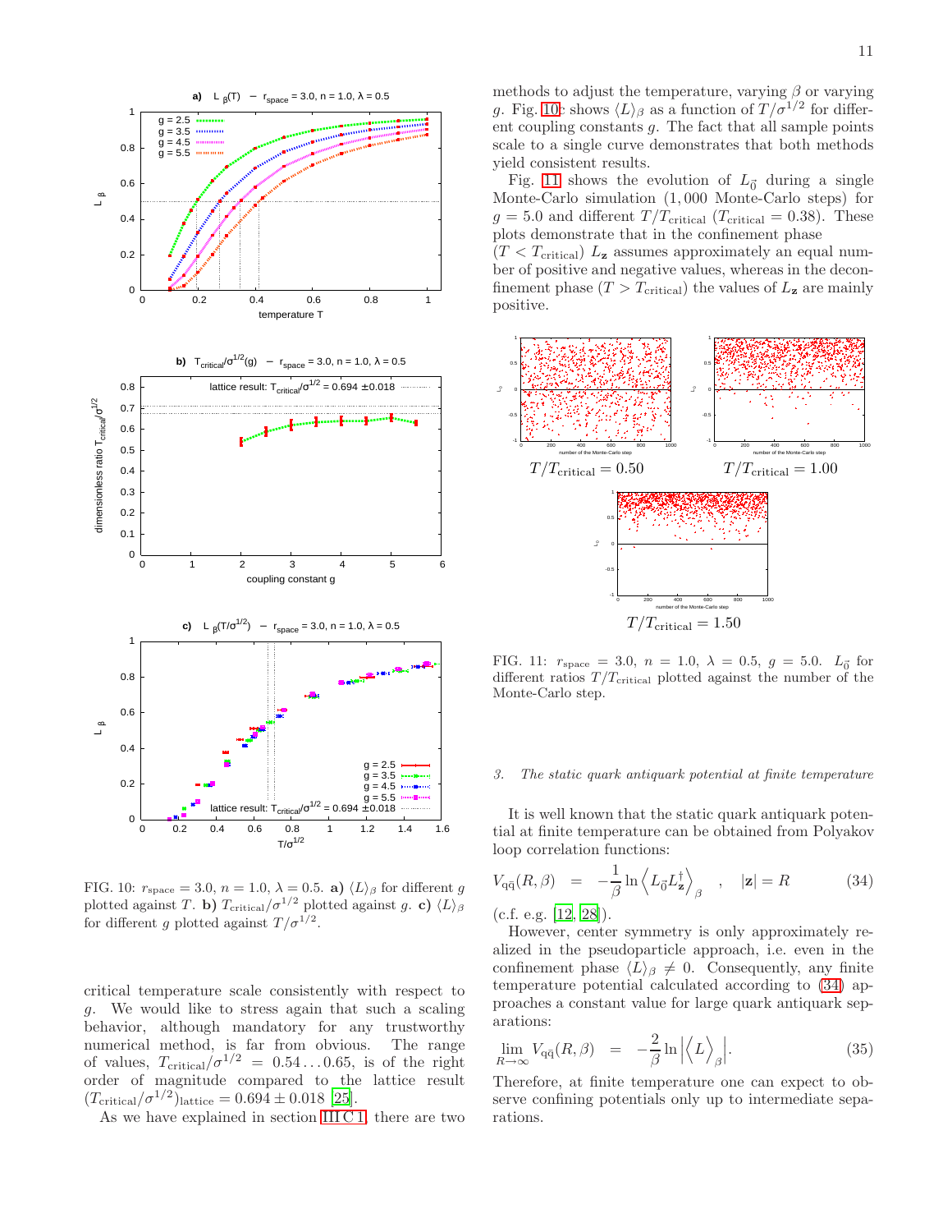FIG. 10: $r_{\rm space} = 3.0$, $n = 1.0$, $\lambda = 0.5$. **a)** $\langle L \rangle_\beta$ for different $g$ plotted against $T$. **b)** $T_{\rm critical}/\sigma^{1/2}$ plotted against $g$. **c)** $\langle L \rangle_\beta$ for different $g$ plotted against $T/\sigma^{1/2}$.

critical temperature scale consistently with respect to $g$. We would like to stress again that such a scaling behavior, although mandatory for any trustworthy numerical method, is far from obvious. The range of values, $T_{\rm critical}/\sigma^{1/2} = 0.54 \ldots 0.65$, is of the right order of magnitude compared to the lattice result $(T_{\rm critical}/\sigma^{1/2})_{\rm lattice} = 0.694 \pm 0.018$ [25].

As we have explained in section III C 1, there are two methods to adjust the temperature, varying $\beta$ or varying $g$. Fig. 10c shows $\langle L \rangle_\beta$ as a function of $T/\sigma^{1/2}$ for different coupling constants $g$. The fact that all sample points scale to a single curve demonstrates that both methods yield consistent results.

Fig. 11 shows the evolution of $L_{\vec{0}}$ during a single Monte-Carlo simulation ($1,000$ Monte-Carlo steps) for $g = 5.0$ and different $T/T_{\rm critical}$ ($T_{\rm critical} = 0.38$). These plots demonstrate that in the confinement phase ($T < T_{\rm critical}$) $L_{\mathbf{z}}$ assumes approximately an equal number of positive and negative values, whereas in the deconfinement phase ($T > T_{\rm critical}$) the values of $L_{\mathbf{z}}$ are mainly positive.

FIG. 11: $r_{\rm space} = 3.0$, $n = 1.0$, $\lambda = 0.5$, $g = 5.0$. $L_{\vec{0}}$ for different ratios $T/T_{\rm critical}$ plotted against the number of the Monte-Carlo step.

### 3. The static quark antiquark potential at finite temperature

It is well known that the static quark antiquark potential at finite temperature can be obtained from Polyakov loop correlation functions:

$$V_{q\bar{q}}(R, \beta) \quad = \quad -\frac{1}{\beta} \ln \left\langle L_{\vec{0}} L_{\mathbf{z}}^\dagger \right\rangle_\beta \quad , \quad |\mathbf{z}| = R \tag{34}$$

(c.f. e.g. [12, 28]).

However, center symmetry is only approximately realized in the pseudoparticle approach, i.e. even in the confinement phase $\langle L \rangle_\beta \neq 0$. Consequently, any finite temperature potential calculated according to (34) approaches a constant value for large quark antiquark separations:

$$\lim_{R \to \infty} V_{q\bar{q}}(R, \beta) \quad = \quad -\frac{2}{\beta} \ln \left| \left\langle L \right\rangle_\beta \right|. \tag{35}$$

Therefore, at finite temperature one can expect to observe confining potentials only up to intermediate separations.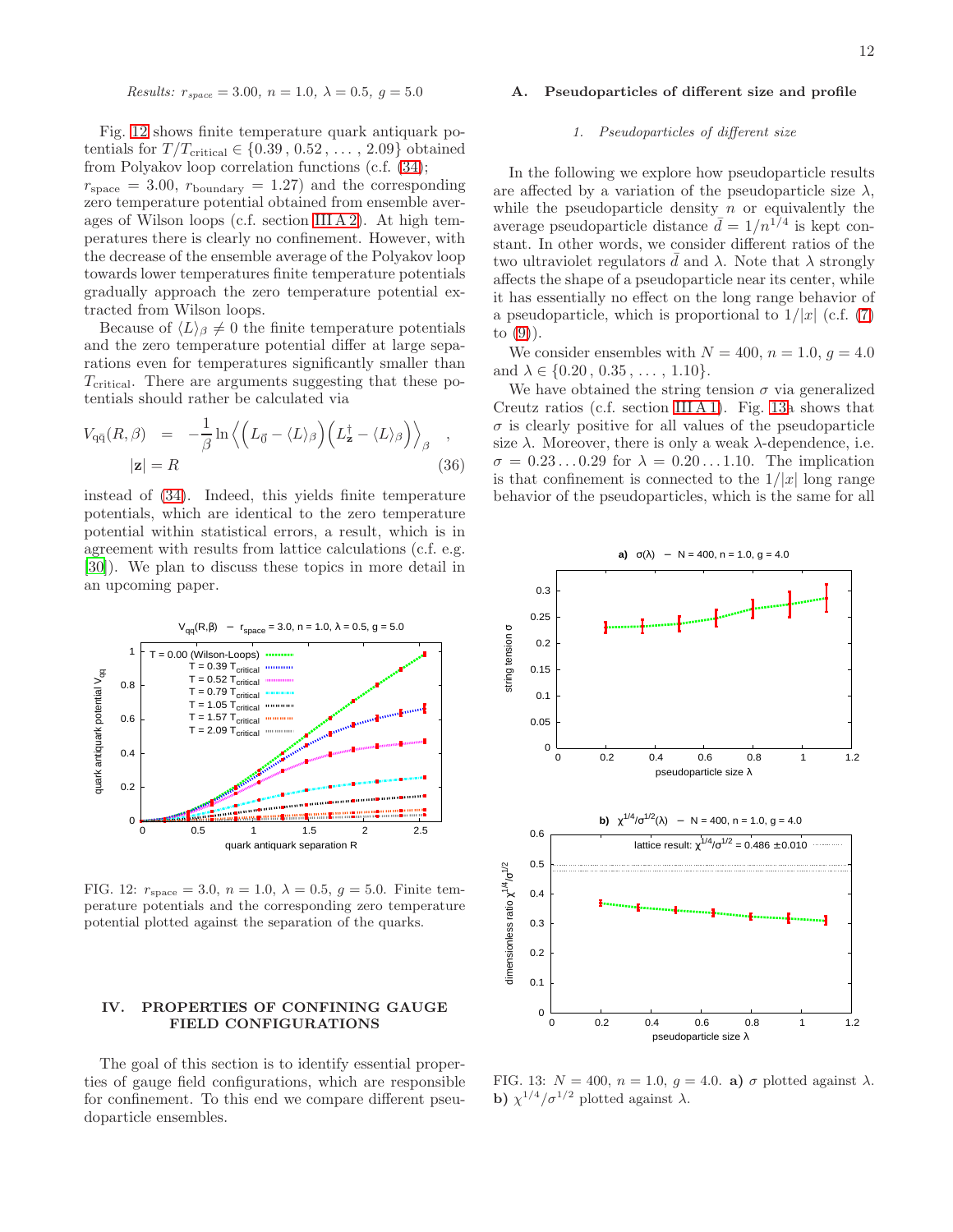*Results: $r_{space} = 3.00$, $n = 1.0$, $\lambda = 0.5$, $g = 5.0$*

Fig. 12 shows finite temperature quark antiquark potentials for $T/T_{\rm critical} \in \{0.39\,,\,0.52\,,\,\ldots\,,\,2.09\}$ obtained from Polyakov loop correlation functions (c.f. (34); $r_{\rm space} = 3.00$, $r_{\rm boundary} = 1.27$) and the corresponding zero temperature potential obtained from ensemble averages of Wilson loops (c.f. section III A 2). At high temperatures there is clearly no confinement. However, with the decrease of the ensemble average of the Polyakov loop towards lower temperatures finite temperature potentials gradually approach the zero temperature potential extracted from Wilson loops.

Because of $\langle L \rangle_\beta \neq 0$ the finite temperature potentials and the zero temperature potential differ at large separations even for temperatures significantly smaller than $T_{\rm critical}$. There are arguments suggesting that these potentials should rather be calculated via

$$V_{q\bar{q}}(R,\beta) \quad = \quad -\frac{1}{\beta} \ln \Big\langle \Big(L_{\vec{0}} - \langle L \rangle_\beta\Big) \Big(L^\dagger_{\mathbf{z}} - \langle L \rangle_\beta\Big) \Big\rangle_\beta \quad , \qquad |\mathbf{z}| = R \tag{36}$$

instead of (34). Indeed, this yields finite temperature potentials, which are identical to the zero temperature potential within statistical errors, a result, which is in agreement with results from lattice calculations (c.f. e.g. [30]). We plan to discuss these topics in more detail in an upcoming paper.

FIG. 12: $r_{\rm space} = 3.0$, $n = 1.0$, $\lambda = 0.5$, $g = 5.0$. Finite temperature potentials and the corresponding zero temperature potential plotted against the separation of the quarks.

## IV. PROPERTIES OF CONFINING GAUGE FIELD CONFIGURATIONS

The goal of this section is to identify essential properties of gauge field configurations, which are responsible for confinement. To this end we compare different pseudoparticle ensembles.

### A. Pseudoparticles of different size and profile

#### 1. Pseudoparticles of different size

In the following we explore how pseudoparticle results are affected by a variation of the pseudoparticle size $\lambda$, while the pseudoparticle density $n$ or equivalently the average pseudoparticle distance $\bar{d} = 1/n^{1/4}$ is kept constant. In other words, we consider different ratios of the two ultraviolet regulators $\bar{d}$ and $\lambda$. Note that $\lambda$ strongly affects the shape of a pseudoparticle near its center, while it has essentially no effect on the long range behavior of a pseudoparticle, which is proportional to $1/|x|$ (c.f. (7) to (9)).

We consider ensembles with $N = 400$, $n = 1.0$, $g = 4.0$ and $\lambda \in \{0.20\,,\,0.35\,,\,\ldots\,,\,1.10\}$.

We have obtained the string tension $\sigma$ via generalized Creutz ratios (c.f. section III A 1). Fig. 13a shows that $\sigma$ is clearly positive for all values of the pseudoparticle size $\lambda$. Moreover, there is only a weak $\lambda$-dependence, i.e. $\sigma = 0.23 \ldots 0.29$ for $\lambda = 0.20 \ldots 1.10$. The implication is that confinement is connected to the $1/|x|$ long range behavior of the pseudoparticles, which is the same for all

FIG. 13: $N = 400$, $n = 1.0$, $g = 4.0$. **a)** $\sigma$ plotted against $\lambda$. **b)** $\chi^{1/4}/\sigma^{1/2}$ plotted against $\lambda$.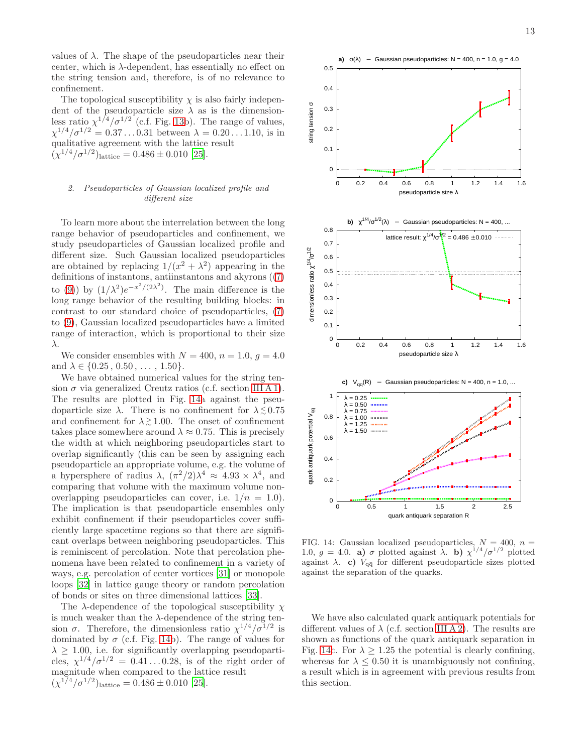values of $\lambda$. The shape of the pseudoparticles near their center, which is $\lambda$-dependent, has essentially no effect on the string tension and, therefore, is of no relevance to confinement.

The topological susceptibility $\chi$ is also fairly independent of the pseudoparticle size $\lambda$ as is the dimensionless ratio $\chi^{1/4}/\sigma^{1/2}$ (c.f. Fig. 13b). The range of values, $\chi^{1/4}/\sigma^{1/2} = 0.37 \ldots 0.31$ between $\lambda = 0.20 \ldots 1.10$, is in qualitative agreement with the lattice result $(\chi^{1/4}/\sigma^{1/2})_{\text{lattice}} = 0.486 \pm 0.010$ [25].

### 2. Pseudoparticles of Gaussian localized profile and different size

To learn more about the interrelation between the long range behavior of pseudoparticles and confinement, we study pseudoparticles of Gaussian localized profile and different size. Such Gaussian localized pseudoparticles are obtained by replacing $1/(x^2+\lambda^2)$ appearing in the definitions of instantons, antiinstantons and akyrons ((7) to (9)) by $(1/\lambda^2)e^{-x^2/(2\lambda^2)}$. The main difference is the long range behavior of the resulting building blocks: in contrast to our standard choice of pseudoparticles, (7) to (9), Gaussian localized pseudoparticles have a limited range of interaction, which is proportional to their size $\lambda$.

We consider ensembles with $N = 400$, $n = 1.0$, $g = 4.0$ and $\lambda \in \{0.25\,, 0.50\,, \ldots\,, 1.50\}$.

We have obtained numerical values for the string tension $\sigma$ via generalized Creutz ratios (c.f. section III A 1). The results are plotted in Fig. 14a against the pseudoparticle size $\lambda$. There is no confinement for $\lambda \lesssim 0.75$ and confinement for $\lambda \gtrsim 1.00$. The onset of confinement takes place somewhere around $\lambda \approx 0.75$. This is precisely the width at which neighboring pseudoparticles start to overlap significantly (this can be seen by assigning each pseudoparticle an appropriate volume, e.g. the volume of a hypersphere of radius $\lambda$, $(\pi^2/2)\lambda^4 \approx 4.93 \times \lambda^4$, and comparing that volume with the maximum volume non-overlapping pseudoparticles can cover, i.e. $1/n = 1.0$). The implication is that pseudoparticle ensembles only exhibit confinement if their pseudoparticles cover sufficiently large spacetime regions so that there are significant overlaps between neighboring pseudoparticles. This is reminiscent of percolation. Note that percolation phenomena have been related to confinement in a variety of ways, e.g. percolation of center vortices [31] or monopole loops [32] in lattice gauge theory or random percolation of bonds or sites on three dimensional lattices [33].

The $\lambda$-dependence of the topological susceptibility $\chi$ is much weaker than the $\lambda$-dependence of the string tension $\sigma$. Therefore, the dimensionless ratio $\chi^{1/4}/\sigma^{1/2}$ is dominated by $\sigma$ (c.f. Fig. 14b). The range of values for $\lambda \geq 1.00$, i.e. for significantly overlapping pseudoparticles, $\chi^{1/4}/\sigma^{1/2} = 0.41 \ldots 0.28$, is of the right order of magnitude when compared to the lattice result $(\chi^{1/4}/\sigma^{1/2})_{\text{lattice}} = 0.486 \pm 0.010$ [25].

FIG. 14: Gaussian localized pseudoparticles, $N = 400$, $n = 1.0$, $g = 4.0$. **a)** $\sigma$ plotted against $\lambda$. **b)** $\chi^{1/4}/\sigma^{1/2}$ plotted against $\lambda$. **c)** $V_{q\bar{q}}$ for different pseudoparticle sizes plotted against the separation of the quarks.

We have also calculated quark antiquark potentials for different values of $\lambda$ (c.f. section III A 2). The results are shown as functions of the quark antiquark separation in Fig. 14c. For $\lambda \geq 1.25$ the potential is clearly confining, whereas for $\lambda \leq 0.50$ it is unambiguously not confining, a result which is in agreement with previous results from this section.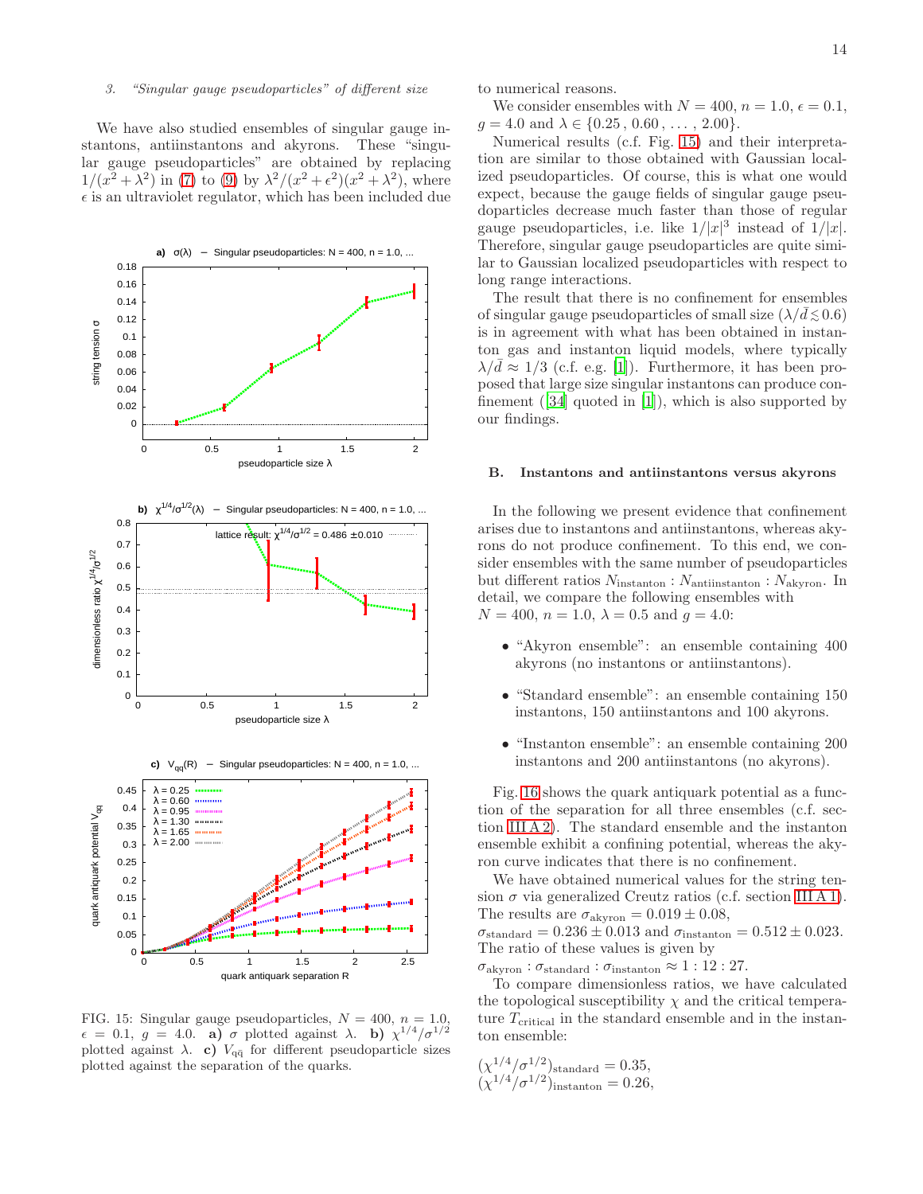### 3. "Singular gauge pseudoparticles" of different size

We have also studied ensembles of singular gauge instantons, antiinstantons and akyrons. These "singular gauge pseudoparticles" are obtained by replacing $1/(x^2 + \lambda^2)$ in (7) to (9) by $\lambda^2/(x^2 + \epsilon^2)(x^2 + \lambda^2)$, where $\epsilon$ is an ultraviolet regulator, which has been included due to numerical reasons.

We consider ensembles with $N = 400$, $n = 1.0$, $\epsilon = 0.1$, $g = 4.0$ and $\lambda \in \{0.25\,,\, 0.60\,,\, \ldots\,,\, 2.00\}$.

Numerical results (c.f. Fig. 15) and their interpretation are similar to those obtained with Gaussian localized pseudoparticles. Of course, this is what one would expect, because the gauge fields of singular gauge pseudoparticles decrease much faster than those of regular gauge pseudoparticles, i.e. like $1/|x|^3$ instead of $1/|x|$. Therefore, singular gauge pseudoparticles are quite similar to Gaussian localized pseudoparticles with respect to long range interactions.

The result that there is no confinement for ensembles of singular gauge pseudoparticles of small size ($\lambda/\bar{d} \lesssim 0.6$) is in agreement with what has been obtained in instanton gas and instanton liquid models, where typically $\lambda/\bar{d} \approx 1/3$ (c.f. e.g. [1]). Furthermore, it has been proposed that large size singular instantons can produce confinement ([34] quoted in [1]), which is also supported by our findings.

FIG. 15: Singular gauge pseudoparticles, $N = 400$, $n = 1.0$, $\epsilon = 0.1$, $g = 4.0$. **a)** $\sigma$ plotted against $\lambda$. **b)** $\chi^{1/4}/\sigma^{1/2}$ plotted against $\lambda$. **c)** $V_{q\bar{q}}$ for different pseudoparticle sizes plotted against the separation of the quarks.

## B. Instantons and antiinstantons versus akyrons

In the following we present evidence that confinement arises due to instantons and antiinstantons, whereas akyrons do not produce confinement. To this end, we consider ensembles with the same number of pseudoparticles but different ratios $N_\mathrm{instanton} : N_\mathrm{antiinstanton} : N_\mathrm{akyron}$. In detail, we compare the following ensembles with $N = 400$, $n = 1.0$, $\lambda = 0.5$ and $g = 4.0$:

- "Akyron ensemble": an ensemble containing 400 akyrons (no instantons or antiinstantons).
- "Standard ensemble": an ensemble containing 150 instantons, 150 antiinstantons and 100 akyrons.
- "Instanton ensemble": an ensemble containing 200 instantons and 200 antiinstantons (no akyrons).

Fig. 16 shows the quark antiquark potential as a function of the separation for all three ensembles (c.f. section III A 2). The standard ensemble and the instanton ensemble exhibit a confining potential, whereas the akyron curve indicates that there is no confinement.

We have obtained numerical values for the string tension $\sigma$ via generalized Creutz ratios (c.f. section III A 1). The results are $\sigma_\mathrm{akyron} = 0.019 \pm 0.08$, $\sigma_\mathrm{standard} = 0.236 \pm 0.013$ and $\sigma_\mathrm{instanton} = 0.512 \pm 0.023$. The ratio of these values is given by $\sigma_\mathrm{akyron} : \sigma_\mathrm{standard} : \sigma_\mathrm{instanton} \approx 1 : 12 : 27$.

To compare dimensionless ratios, we have calculated the topological susceptibility $\chi$ and the critical temperature $T_\mathrm{critical}$ in the standard ensemble and in the instanton ensemble:

$$(\chi^{1/4}/\sigma^{1/2})_\mathrm{standard} = 0.35,$$
$$(\chi^{1/4}/\sigma^{1/2})_\mathrm{instanton} = 0.26,$$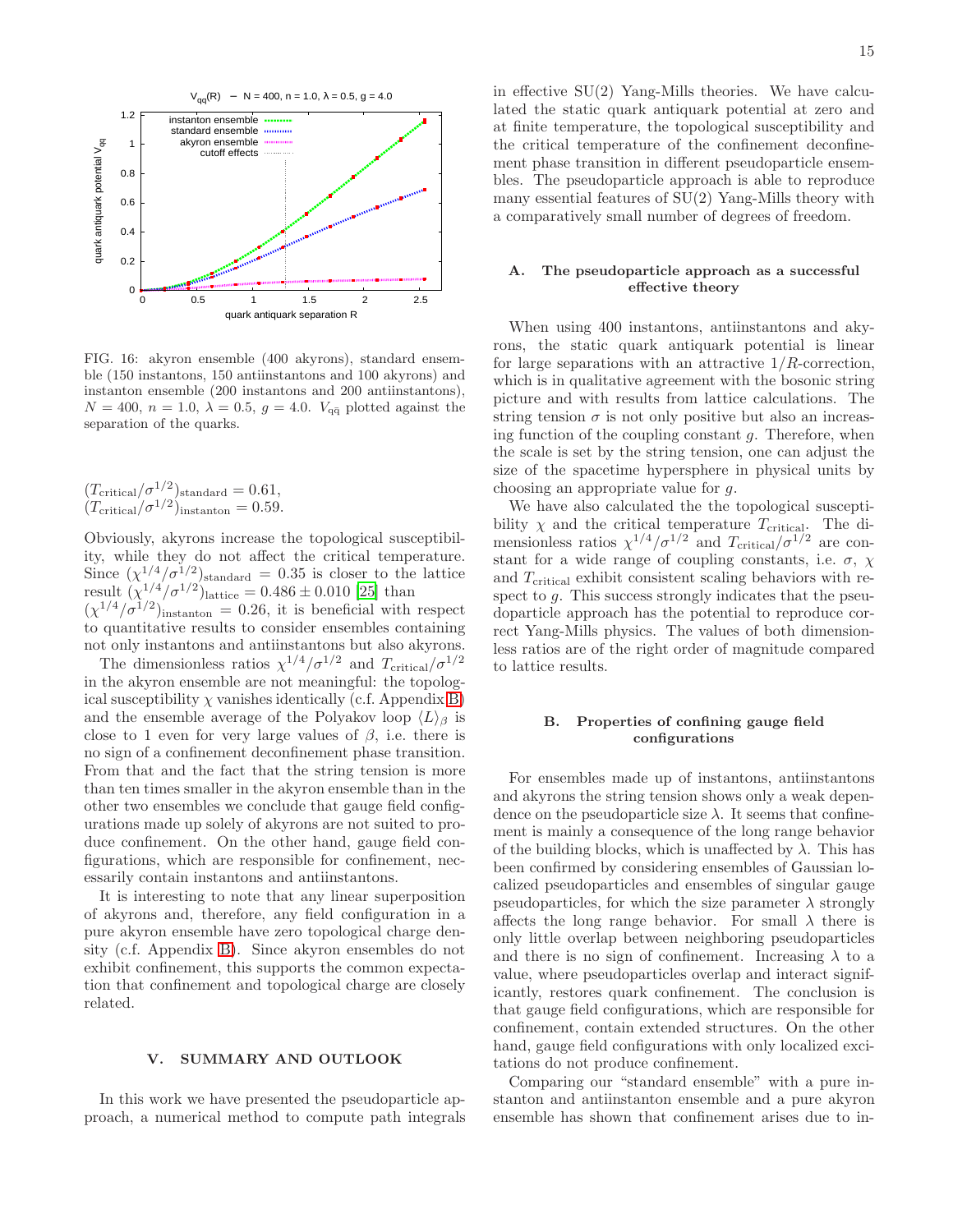FIG. 16: akyron ensemble (400 akyrons), standard ensemble (150 instantons, 150 antiinstantons and 100 akyrons) and instanton ensemble (200 instantons and 200 antiinstantons), $N = 400$, $n = 1.0$, $\lambda = 0.5$, $g = 4.0$. $V_{q\bar{q}}$ plotted against the separation of the quarks.

$$(T_{\mathrm{critical}}/\sigma^{1/2})_{\mathrm{standard}} = 0.61,$$
$$(T_{\mathrm{critical}}/\sigma^{1/2})_{\mathrm{instanton}} = 0.59.$$

Obviously, akyrons increase the topological susceptibility, while they do not affect the critical temperature. Since $(\chi^{1/4}/\sigma^{1/2})_{\mathrm{standard}} = 0.35$ is closer to the lattice result $(\chi^{1/4}/\sigma^{1/2})_{\mathrm{lattice}} = 0.486 \pm 0.010$ [25] than $(\chi^{1/4}/\sigma^{1/2})_{\mathrm{instanton}} = 0.26$, it is beneficial with respect to quantitative results to consider ensembles containing not only instantons and antiinstantons but also akyrons.

The dimensionless ratios $\chi^{1/4}/\sigma^{1/2}$ and $T_{\mathrm{critical}}/\sigma^{1/2}$ in the akyron ensemble are not meaningful: the topological susceptibility $\chi$ vanishes identically (c.f. Appendix B) and the ensemble average of the Polyakov loop $\langle L \rangle_\beta$ is close to 1 even for very large values of $\beta$, i.e. there is no sign of a confinement deconfinement phase transition. From that and the fact that the string tension is more than ten times smaller in the akyron ensemble than in the other two ensembles we conclude that gauge field configurations made up solely of akyrons are not suited to produce confinement. On the other hand, gauge field configurations, which are responsible for confinement, necessarily contain instantons and antiinstantons.

It is interesting to note that any linear superposition of akyrons and, therefore, any field configuration in a pure akyron ensemble have zero topological charge density (c.f. Appendix B). Since akyron ensembles do not exhibit confinement, this supports the common expectation that confinement and topological charge are closely related.

## V. SUMMARY AND OUTLOOK

In this work we have presented the pseudoparticle approach, a numerical method to compute path integrals in effective SU(2) Yang-Mills theories. We have calculated the static quark antiquark potential at zero and at finite temperature, the topological susceptibility and the critical temperature of the confinement deconfinement phase transition in different pseudoparticle ensembles. The pseudoparticle approach is able to reproduce many essential features of SU(2) Yang-Mills theory with a comparatively small number of degrees of freedom.

### A. The pseudoparticle approach as a successful effective theory

When using 400 instantons, antiinstantons and akyrons, the static quark antiquark potential is linear for large separations with an attractive $1/R$-correction, which is in qualitative agreement with the bosonic string picture and with results from lattice calculations. The string tension $\sigma$ is not only positive but also an increasing function of the coupling constant $g$. Therefore, when the scale is set by the string tension, one can adjust the size of the spacetime hypersphere in physical units by choosing an appropriate value for $g$.

We have also calculated the the topological susceptibility $\chi$ and the critical temperature $T_{\mathrm{critical}}$. The dimensionless ratios $\chi^{1/4}/\sigma^{1/2}$ and $T_{\mathrm{critical}}/\sigma^{1/2}$ are constant for a wide range of coupling constants, i.e. $\sigma$, $\chi$ and $T_{\mathrm{critical}}$ exhibit consistent scaling behaviors with respect to $g$. This success strongly indicates that the pseudoparticle approach has the potential to reproduce correct Yang-Mills physics. The values of both dimensionless ratios are of the right order of magnitude compared to lattice results.

### B. Properties of confining gauge field configurations

For ensembles made up of instantons, antiinstantons and akyrons the string tension shows only a weak dependence on the pseudoparticle size $\lambda$. It seems that confinement is mainly a consequence of the long range behavior of the building blocks, which is unaffected by $\lambda$. This has been confirmed by considering ensembles of Gaussian localized pseudoparticles and ensembles of singular gauge pseudoparticles, for which the size parameter $\lambda$ strongly affects the long range behavior. For small $\lambda$ there is only little overlap between neighboring pseudoparticles and there is no sign of confinement. Increasing $\lambda$ to a value, where pseudoparticles overlap and interact significantly, restores quark confinement. The conclusion is that gauge field configurations, which are responsible for confinement, contain extended structures. On the other hand, gauge field configurations with only localized excitations do not produce confinement.

Comparing our "standard ensemble" with a pure instanton and antiinstanton ensemble and a pure akyron ensemble has shown that confinement arises due to in-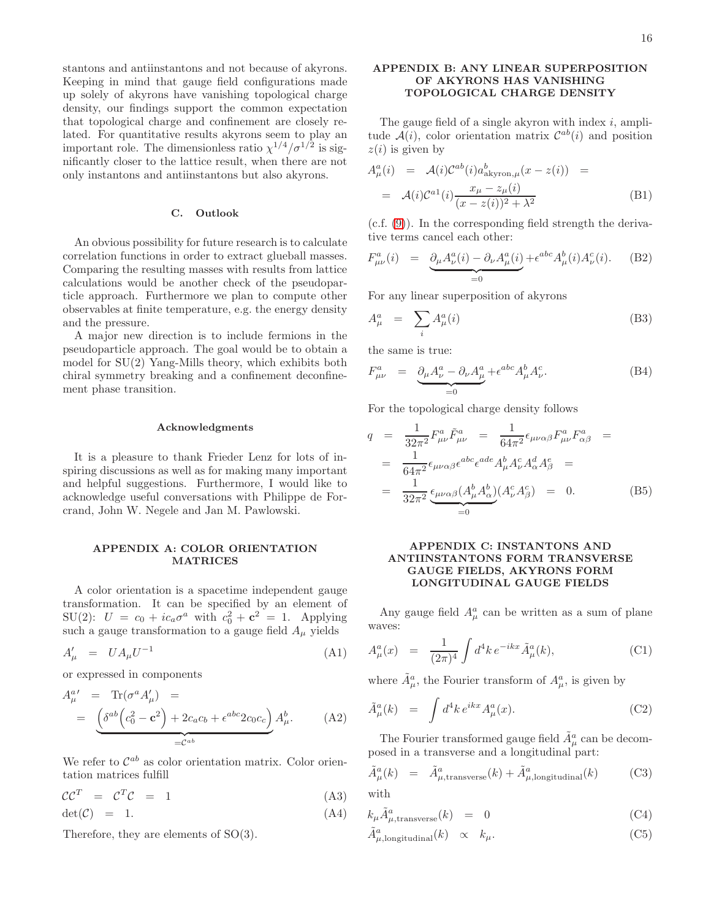stantons and antiinstantons and not because of akyrons. Keeping in mind that gauge field configurations made up solely of akyrons have vanishing topological charge density, our findings support the common expectation that topological charge and confinement are closely related. For quantitative results akyrons seem to play an important role. The dimensionless ratio $\chi^{1/4}/\sigma^{1/2}$ is significantly closer to the lattice result, when there are not only instantons and antiinstantons but also akyrons.

### C. Outlook

An obvious possibility for future research is to calculate correlation functions in order to extract glueball masses. Comparing the resulting masses with results from lattice calculations would be another check of the pseudoparticle approach. Furthermore we plan to compute other observables at finite temperature, e.g. the energy density and the pressure.

A major new direction is to include fermions in the pseudoparticle approach. The goal would be to obtain a model for SU(2) Yang-Mills theory, which exhibits both chiral symmetry breaking and a confinement deconfinement phase transition.

#### Acknowledgments

It is a pleasure to thank Frieder Lenz for lots of inspiring discussions as well as for making many important and helpful suggestions. Furthermore, I would like to acknowledge useful conversations with Philippe de Forcrand, John W. Negele and Jan M. Pawlowski.

## APPENDIX A: COLOR ORIENTATION MATRICES

A color orientation is a spacetime independent gauge transformation. It can be specified by an element of SU(2): $U = c_0 + i c_a \sigma^a$ with $c_0^2 + \mathbf{c}^2 = 1$. Applying such a gauge transformation to a gauge field $A_\mu$ yields

$$A'_\mu = U A_\mu U^{-1} \tag{A1}$$

or expressed in components

$$\begin{aligned} A^{a\prime}_\mu &= \mathrm{Tr}(\sigma^a A'_\mu) = \\ &= \underbrace{\Big(\delta^{ab}\Big(c_0^2 - \mathbf{c}^2\Big) + 2 c_a c_b + \epsilon^{abc} 2 c_0 c_c\Big)}_{=\mathcal{C}^{ab}} A^b_\mu. \end{aligned} \tag{A2}$$

We refer to $\mathcal{C}^{ab}$ as color orientation matrix. Color orientation matrices fulfill

$$\mathcal{C}\mathcal{C}^T = \mathcal{C}^T\mathcal{C} = 1 \tag{A3}$$

$$\det(\mathcal{C}) = 1. \tag{A4}$$

Therefore, they are elements of SO(3).

## APPENDIX B: ANY LINEAR SUPERPOSITION OF AKYRONS HAS VANISHING TOPOLOGICAL CHARGE DENSITY

The gauge field of a single akyron with index $i$, amplitude $\mathcal{A}(i)$, color orientation matrix $\mathcal{C}^{ab}(i)$ and position $z(i)$ is given by

$$\begin{aligned} A^a_\mu(i) &= \mathcal{A}(i)\mathcal{C}^{ab}(i) a^b_{\mathrm{akyron},\mu}(x - z(i)) = \\ &= \mathcal{A}(i)\mathcal{C}^{a1}(i) \frac{x_\mu - z_\mu(i)}{(x - z(i))^2 + \lambda^2} \end{aligned} \tag{B1}$$

(c.f. (9)). In the corresponding field strength the derivative terms cancel each other:

$$F^a_{\mu\nu}(i) = \underbrace{\partial_\mu A^a_\nu(i) - \partial_\nu A^a_\mu(i)}_{=0} + \epsilon^{abc} A^b_\mu(i) A^c_\nu(i). \tag{B2}$$

For any linear superposition of akyrons

$$A^a_\mu = \sum_i A^a_\mu(i) \tag{B3}$$

the same is true:

$$F^a_{\mu\nu} = \underbrace{\partial_\mu A^a_\nu - \partial_\nu A^a_\mu}_{=0} + \epsilon^{abc} A^b_\mu A^c_\nu. \tag{B4}$$

For the topological charge density follows

$$\begin{aligned} q &= \frac{1}{32\pi^2} F^a_{\mu\nu}\tilde{F}^a_{\mu\nu} = \frac{1}{64\pi^2}\epsilon_{\mu\nu\alpha\beta} F^a_{\mu\nu} F^a_{\alpha\beta} = \\ &= \frac{1}{64\pi^2}\epsilon_{\mu\nu\alpha\beta}\epsilon^{abc}\epsilon^{ade} A^b_\mu A^c_\nu A^d_\alpha A^e_\beta = \\ &= \frac{1}{32\pi^2}\underbrace{\epsilon_{\mu\nu\alpha\beta}(A^b_\mu A^b_\alpha)}_{=0}(A^c_\nu A^c_\beta) = 0. \end{aligned} \tag{B5}$$

## APPENDIX C: INSTANTONS AND ANTIINSTANTONS FORM TRANSVERSE GAUGE FIELDS, AKYRONS FORM LONGITUDINAL GAUGE FIELDS

Any gauge field $A^a_\mu$ can be written as a sum of plane waves:

$$A^a_\mu(x) = \frac{1}{(2\pi)^4}\int d^4k\, e^{-ikx}\tilde{A}^a_\mu(k), \tag{C1}$$

where $\tilde{A}^a_\mu$, the Fourier transform of $A^a_\mu$, is given by

$$\tilde{A}^a_\mu(k) = \int d^4k\, e^{ikx} A^a_\mu(x). \tag{C2}$$

The Fourier transformed gauge field $\tilde{A}^a_\mu$ can be decomposed in a transverse and a longitudinal part:

$$\tilde{A}^a_\mu(k) = \tilde{A}^a_{\mu,\mathrm{transverse}}(k) + \tilde{A}^a_{\mu,\mathrm{longitudinal}}(k) \tag{C3}$$

with

$$k_\mu \tilde{A}^a_{\mu,\mathrm{transverse}}(k) = 0 \tag{C4}$$

$$\tilde{A}^a_{\mu,\mathrm{longitudinal}}(k) \propto k_\mu. \tag{C5}$$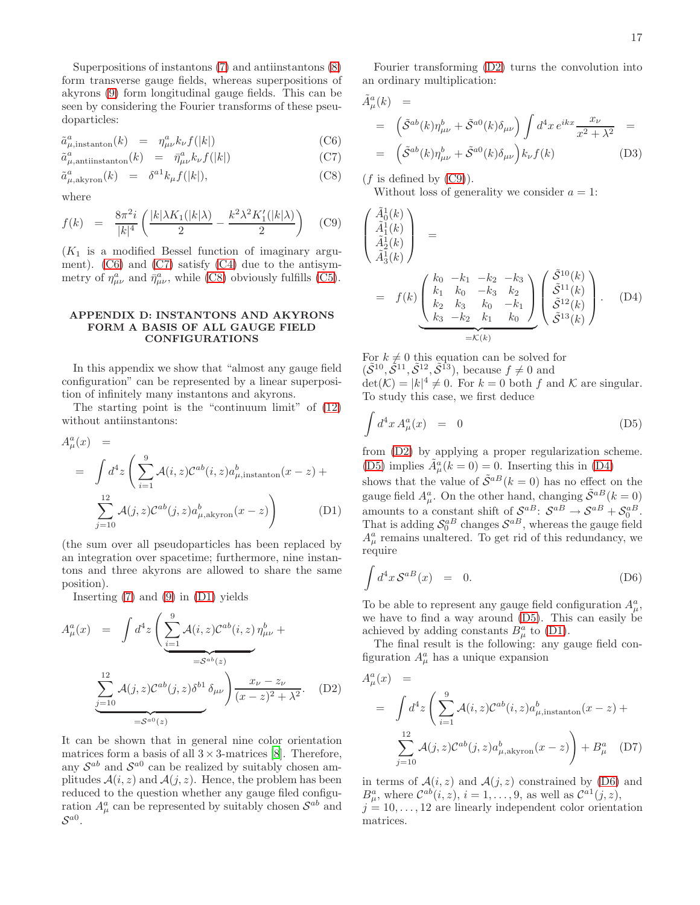Superpositions of instantons (7) and antiinstantons (8) form transverse gauge fields, whereas superpositions of akyrons (9) form longitudinal gauge fields. This can be seen by considering the Fourier transforms of these pseudoparticles:

$$\tilde{a}^a_{\mu,\text{instanton}}(k) = \eta^a_{\mu\nu} k_\nu f(|k|) \tag{C6}$$

$$\tilde{a}^a_{\mu,\text{antiinstanton}}(k) = \bar{\eta}^a_{\mu\nu} k_\nu f(|k|) \tag{C7}$$

$$\tilde{a}^a_{\mu,\text{akyron}}(k) = \delta^{a1} k_\mu f(|k|), \tag{C8}$$

where

$$f(k) = \frac{8\pi^2 i}{|k|^4} \left( \frac{|k|\lambda K_1(|k|\lambda)}{2} - \frac{k^2 \lambda^2 K_1'(|k|\lambda)}{2} \right) \tag{C9}$$

($K_1$ is a modified Bessel function of imaginary argument). (C6) and (C7) satisfy (C4) due to the antisymmetry of $\eta^a_{\mu\nu}$ and $\bar{\eta}^a_{\mu\nu}$, while (C8) obviously fulfills (C5).

## APPENDIX D: INSTANTONS AND AKYRONS FORM A BASIS OF ALL GAUGE FIELD CONFIGURATIONS

In this appendix we show that "almost any gauge field configuration" can be represented by a linear superposition of infinitely many instantons and akyrons.

The starting point is the "continuum limit" of (12) without antiinstantons:

$$\begin{aligned} A^a_\mu(x) &= \\ &= \int d^4z \left( \sum_{i=1}^{9} \mathcal{A}(i,z) \mathcal{C}^{ab}(i,z) a^b_{\mu,\text{instanton}}(x-z) + \right. \\ &\quad \left. \sum_{j=10}^{12} \mathcal{A}(j,z) \mathcal{C}^{ab}(j,z) a^b_{\mu,\text{akyron}}(x-z) \right) \end{aligned} \tag{D1}$$

(the sum over all pseudoparticles has been replaced by an integration over spacetime; furthermore, nine instantons and three akyrons are allowed to share the same position).

Inserting (7) and (9) in (D1) yields

$$A^a_\mu(x) = \int d^4z \Bigg( \underbrace{\sum_{i=1}^{9} \mathcal{A}(i,z) \mathcal{C}^{ab}(i,z)}_{=\mathcal{S}^{ab}(z)} \eta^b_{\mu\nu} + \underbrace{\sum_{j=10}^{12} \mathcal{A}(j,z) \mathcal{C}^{ab}(j,z) \delta^{b1}}_{=\mathcal{S}^{a0}(z)} \delta_{\mu\nu} \Bigg) \frac{x_\nu - z_\nu}{(x-z)^2 + \lambda^2}. \tag{D2}$$

It can be shown that in general nine color orientation matrices form a basis of all $3 \times 3$-matrices [8]. Therefore, any $\mathcal{S}^{ab}$ and $\mathcal{S}^{a0}$ can be realized by suitably chosen amplitudes $\mathcal{A}(i,z)$ and $\mathcal{A}(j,z)$. Hence, the problem has been reduced to the question whether any gauge filed configuration $A^a_\mu$ can be represented by suitably chosen $\mathcal{S}^{ab}$ and $\mathcal{S}^{a0}$.

Fourier transforming (D2) turns the convolution into an ordinary multiplication:

$$\begin{aligned} \tilde{A}^a_\mu(k) &= \\ &= \left( \tilde{\mathcal{S}}^{ab}(k) \eta^b_{\mu\nu} + \tilde{\mathcal{S}}^{a0}(k) \delta_{\mu\nu} \right) \int d^4x \, e^{ikx} \frac{x_\nu}{x^2 + \lambda^2} = \\ &= \left( \tilde{\mathcal{S}}^{ab}(k) \eta^b_{\mu\nu} + \tilde{\mathcal{S}}^{a0}(k) \delta_{\mu\nu} \right) k_\nu f(k) \end{aligned} \tag{D3}$$

($f$ is defined by (C9)).

Without loss of generality we consider $a = 1$:

$$\begin{pmatrix} \tilde{A}^1_0(k) \\ \tilde{A}^1_1(k) \\ \tilde{A}^1_2(k) \\ \tilde{A}^1_3(k) \end{pmatrix} = f(k) \underbrace{\begin{pmatrix} k_0 & -k_1 & -k_2 & -k_3 \\ k_1 & k_0 & -k_3 & k_2 \\ k_2 & k_3 & k_0 & -k_1 \\ k_3 & -k_2 & k_1 & k_0 \end{pmatrix}}_{=\mathcal{K}(k)} \begin{pmatrix} \tilde{\mathcal{S}}^{10}(k) \\ \tilde{\mathcal{S}}^{11}(k) \\ \tilde{\mathcal{S}}^{12}(k) \\ \tilde{\mathcal{S}}^{13}(k) \end{pmatrix}. \tag{D4}$$

For $k \neq 0$ this equation can be solved for $(\tilde{\mathcal{S}}^{10}, \tilde{\mathcal{S}}^{11}, \tilde{\mathcal{S}}^{12}, \tilde{\mathcal{S}}^{13})$, because $f \neq 0$ and $\det(\mathcal{K}) = |k|^4 \neq 0$. For $k = 0$ both $f$ and $\mathcal{K}$ are singular. To study this case, we first deduce

$$\int d^4x \, A^a_\mu(x) = 0 \tag{D5}$$

from (D2) by applying a proper regularization scheme. (D5) implies $\tilde{A}^a_\mu(k=0) = 0$. Inserting this in (D4) shows that the value of $\tilde{\mathcal{S}}^{aB}(k=0)$ has no effect on the gauge field $A^a_\mu$. On the other hand, changing $\tilde{\mathcal{S}}^{aB}(k=0)$ amounts to a constant shift of $\mathcal{S}^{aB}$: $\mathcal{S}^{aB} \rightarrow \mathcal{S}^{aB} + \mathcal{S}^{aB}_0$. That is adding $\mathcal{S}^{aB}_0$ changes $\mathcal{S}^{aB}$, whereas the gauge field $A^a_\mu$ remains unaltered. To get rid of this redundancy, we require

$$\int d^4x \, \mathcal{S}^{aB}(x) = 0. \tag{D6}$$

To be able to represent any gauge field configuration $A^a_\mu$, we have to find a way around (D5). This can easily be achieved by adding constants $B^a_\mu$ to (D1).

The final result is the following: any gauge field configuration $A^a_\mu$ has a unique expansion

$$\begin{aligned} A^a_\mu(x) &= \\ &= \int d^4z \left( \sum_{i=1}^{9} \mathcal{A}(i,z) \mathcal{C}^{ab}(i,z) a^b_{\mu,\text{instanton}}(x-z) + \right. \\ &\quad \left. \sum_{j=10}^{12} \mathcal{A}(j,z) \mathcal{C}^{ab}(j,z) a^b_{\mu,\text{akyron}}(x-z) \right) + B^a_\mu \end{aligned} \tag{D7}$$

in terms of $\mathcal{A}(i,z)$ and $\mathcal{A}(j,z)$ constrained by (D6) and $B^a_\mu$, where $\mathcal{C}^{ab}(i,z)$, $i = 1, \ldots, 9$, as well as $\mathcal{C}^{a1}(j,z)$, $j = 10, \ldots, 12$ are linearly independent color orientation matrices.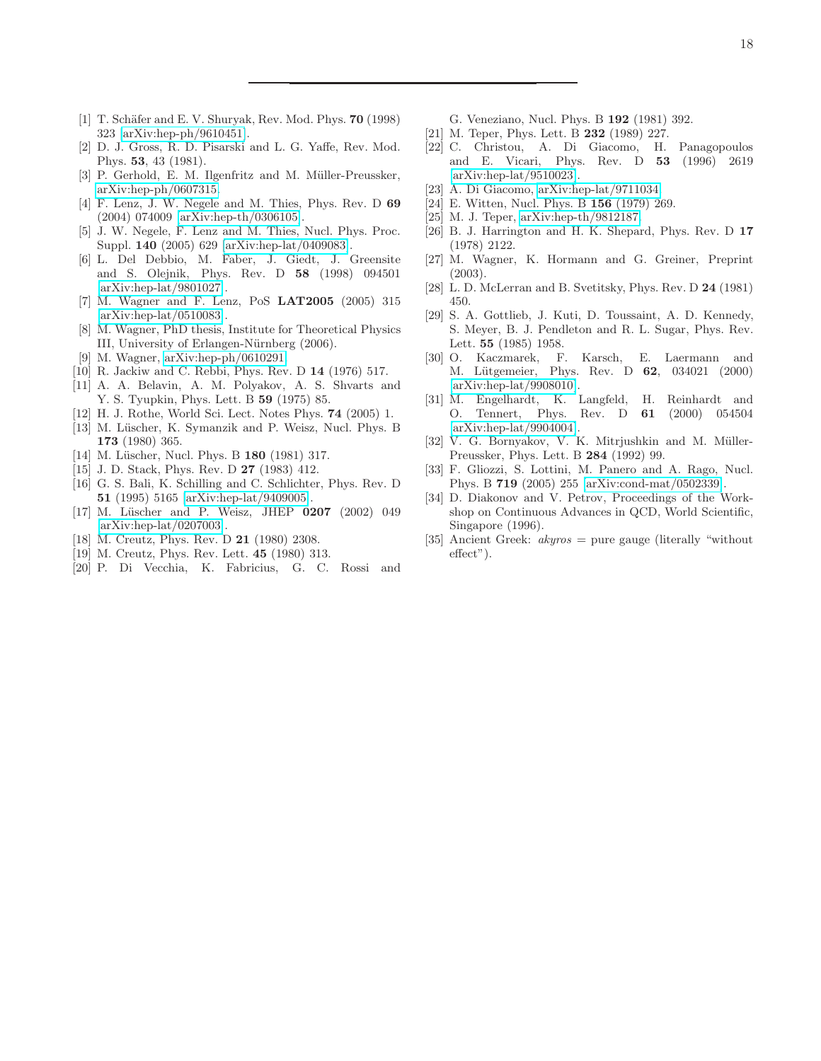[1] T. Schäfer and E. V. Shuryak, Rev. Mod. Phys. **70** (1998) 323 [arXiv:hep-ph/9610451].

[2] D. J. Gross, R. D. Pisarski and L. G. Yaffe, Rev. Mod. Phys. **53**, 43 (1981).

[3] P. Gerhold, E. M. Ilgenfritz and M. Müller-Preussker, arXiv:hep-ph/0607315.

[4] F. Lenz, J. W. Negele and M. Thies, Phys. Rev. D **69** (2004) 074009 [arXiv:hep-th/0306105].

[5] J. W. Negele, F. Lenz and M. Thies, Nucl. Phys. Proc. Suppl. **140** (2005) 629 [arXiv:hep-lat/0409083].

[6] L. Del Debbio, M. Faber, J. Giedt, J. Greensite and S. Olejnik, Phys. Rev. D **58** (1998) 094501 [arXiv:hep-lat/9801027].

[7] M. Wagner and F. Lenz, PoS **LAT2005** (2005) 315 [arXiv:hep-lat/0510083].

[8] M. Wagner, PhD thesis, Institute for Theoretical Physics III, University of Erlangen-Nürnberg (2006).

[9] M. Wagner, arXiv:hep-ph/0610291.

[10] R. Jackiw and C. Rebbi, Phys. Rev. D **14** (1976) 517.

[11] A. A. Belavin, A. M. Polyakov, A. S. Shvarts and Y. S. Tyupkin, Phys. Lett. B **59** (1975) 85.

[12] H. J. Rothe, World Sci. Lect. Notes Phys. **74** (2005) 1.

[13] M. Lüscher, K. Symanzik and P. Weisz, Nucl. Phys. B **173** (1980) 365.

[14] M. Lüscher, Nucl. Phys. B **180** (1981) 317.

[15] J. D. Stack, Phys. Rev. D **27** (1983) 412.

[16] G. S. Bali, K. Schilling and C. Schlichter, Phys. Rev. D **51** (1995) 5165 [arXiv:hep-lat/9409005].

[17] M. Lüscher and P. Weisz, JHEP **0207** (2002) 049 [arXiv:hep-lat/0207003].

[18] M. Creutz, Phys. Rev. D **21** (1980) 2308.

[19] M. Creutz, Phys. Rev. Lett. **45** (1980) 313.

[20] P. Di Vecchia, K. Fabricius, G. C. Rossi and G. Veneziano, Nucl. Phys. B **192** (1981) 392.

[21] M. Teper, Phys. Lett. B **232** (1989) 227.

[22] C. Christou, A. Di Giacomo, H. Panagopoulos and E. Vicari, Phys. Rev. D **53** (1996) 2619 [arXiv:hep-lat/9510023].

[23] A. Di Giacomo, arXiv:hep-lat/9711034.

[24] E. Witten, Nucl. Phys. B **156** (1979) 269.

[25] M. J. Teper, arXiv:hep-th/9812187.

[26] B. J. Harrington and H. K. Shepard, Phys. Rev. D **17** (1978) 2122.

[27] M. Wagner, K. Hormann and G. Greiner, Preprint (2003).

[28] L. D. McLerran and B. Svetitsky, Phys. Rev. D **24** (1981) 450.

[29] S. A. Gottlieb, J. Kuti, D. Toussaint, A. D. Kennedy, S. Meyer, B. J. Pendleton and R. L. Sugar, Phys. Rev. Lett. **55** (1985) 1958.

[30] O. Kaczmarek, F. Karsch, E. Laermann and M. Lütgemeier, Phys. Rev. D **62**, 034021 (2000) [arXiv:hep-lat/9908010].

[31] M. Engelhardt, K. Langfeld, H. Reinhardt and O. Tennert, Phys. Rev. D **61** (2000) 054504 [arXiv:hep-lat/9904004].

[32] V. G. Bornyakov, V. K. Mitrjushkin and M. Müller-Preussker, Phys. Lett. B **284** (1992) 99.

[33] F. Gliozzi, S. Lottini, M. Panero and A. Rago, Nucl. Phys. B **719** (2005) 255 [arXiv:cond-mat/0502339].

[34] D. Diakonov and V. Petrov, Proceedings of the Workshop on Continuous Advances in QCD, World Scientific, Singapore (1996).

[35] Ancient Greek: *akyros* = pure gauge (literally "without effect").